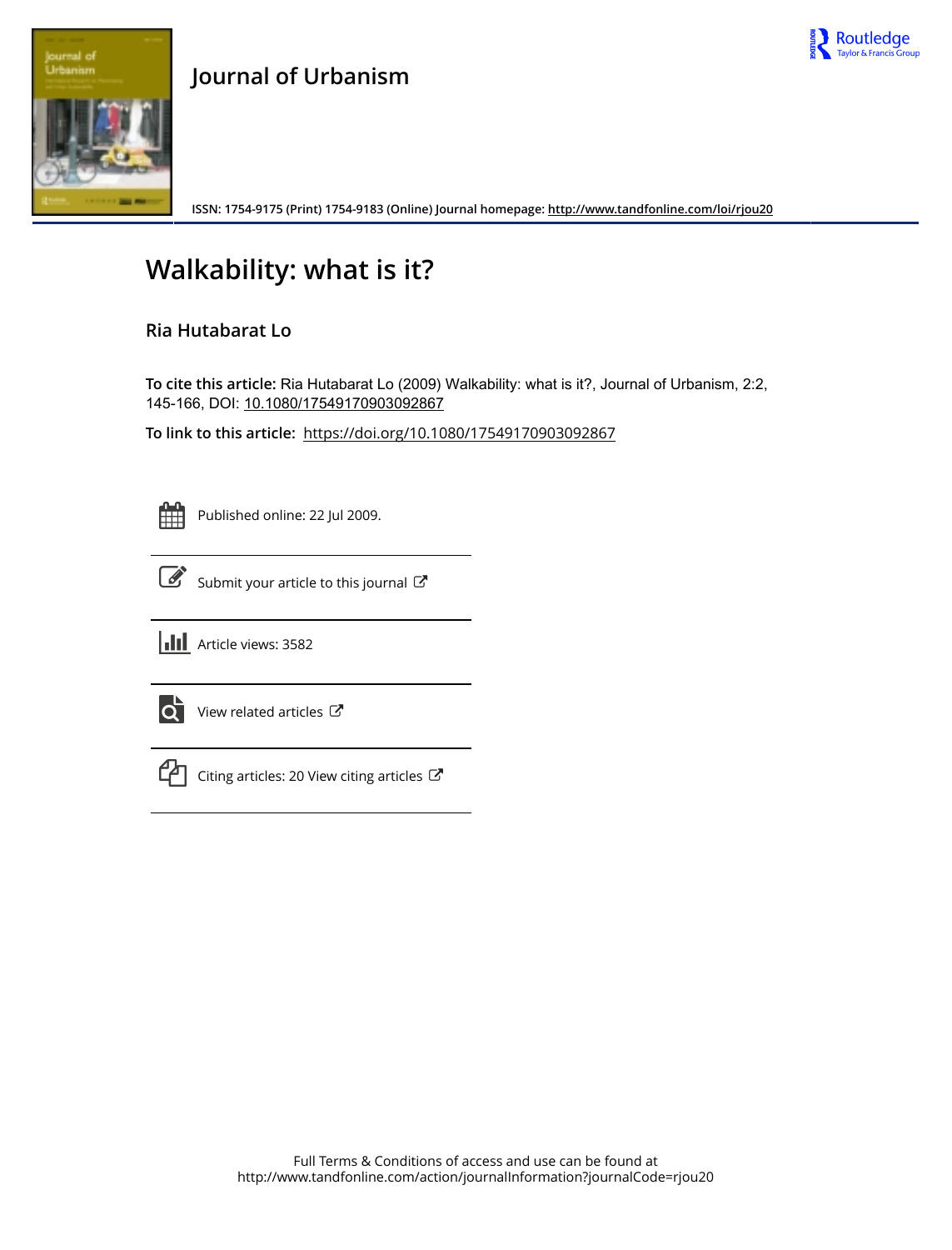# Journal of Urbanism

ISSN: 1754-9175 (Print) 1754-9183 (Online) Journal homepage: http://www.tandfonline.com/loi/rjou20

# Walkability: what is it?

## Ria Hutabarat Lo

**To cite this article:** Ria Hutabarat Lo (2009) Walkability: what is it?, Journal of Urbanism, 2:2, 145-166, DOI: 10.1080/17549170903092867

**To link to this article:** https://doi.org/10.1080/17549170903092867

Published online: 22 Jul 2009.

Submit your article to this journal

Article views: 3582

View related articles

Citing articles: 20 View citing articles

Full Terms & Conditions of access and use can be found at
http://www.tandfonline.com/action/journalInformation?journalCode=rjou20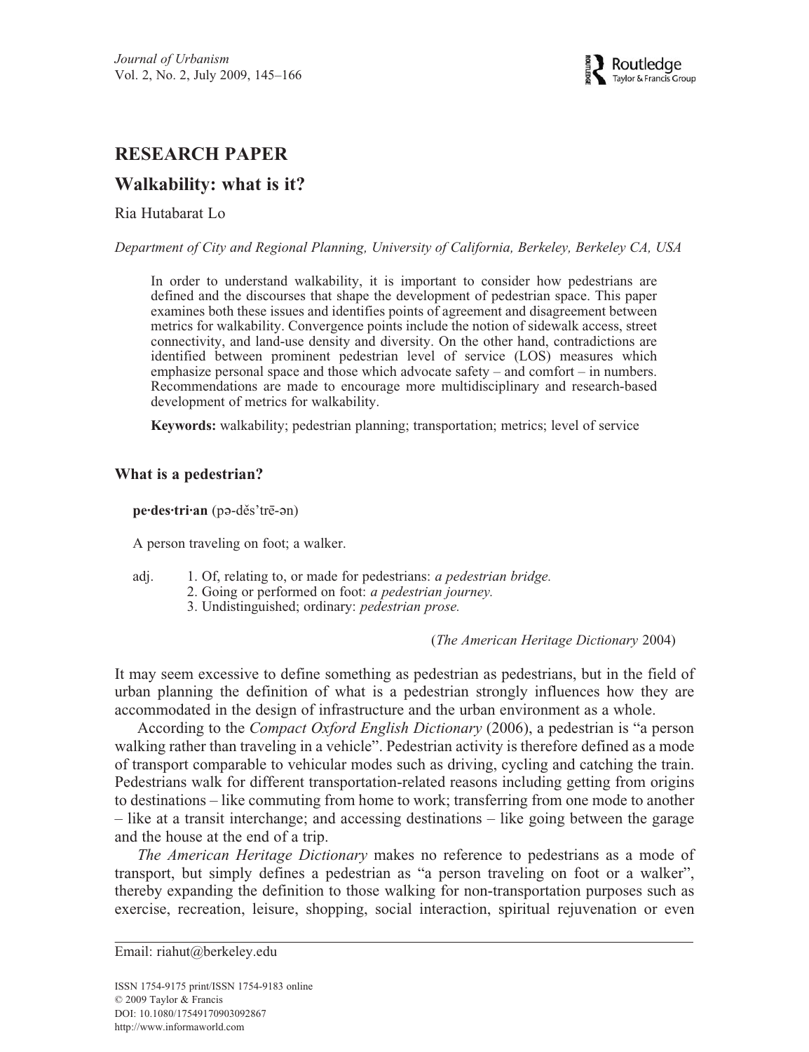# RESEARCH PAPER

## Walkability: what is it?

Ria Hutabarat Lo

*Department of City and Regional Planning, University of California, Berkeley, Berkeley CA, USA*

In order to understand walkability, it is important to consider how pedestrians are defined and the discourses that shape the development of pedestrian space. This paper examines both these issues and identifies points of agreement and disagreement between metrics for walkability. Convergence points include the notion of sidewalk access, street connectivity, and land-use density and diversity. On the other hand, contradictions are identified between prominent pedestrian level of service (LOS) measures which emphasize personal space and those which advocate safety – and comfort – in numbers. Recommendations are made to encourage more multidisciplinary and research-based development of metrics for walkability.

**Keywords:** walkability; pedestrian planning; transportation; metrics; level of service

### What is a pedestrian?

**pe·des·tri·an** (pə-dĕs'trē-ən)

A person traveling on foot; a walker.

adj. 1. Of, relating to, or made for pedestrians: *a pedestrian bridge.*
2. Going or performed on foot: *a pedestrian journey.*
3. Undistinguished; ordinary: *pedestrian prose.*

(*The American Heritage Dictionary* 2004)

It may seem excessive to define something as pedestrian as pedestrians, but in the field of urban planning the definition of what is a pedestrian strongly influences how they are accommodated in the design of infrastructure and the urban environment as a whole.

According to the *Compact Oxford English Dictionary* (2006), a pedestrian is "a person walking rather than traveling in a vehicle". Pedestrian activity is therefore defined as a mode of transport comparable to vehicular modes such as driving, cycling and catching the train. Pedestrians walk for different transportation-related reasons including getting from origins to destinations – like commuting from home to work; transferring from one mode to another – like at a transit interchange; and accessing destinations – like going between the garage and the house at the end of a trip.

*The American Heritage Dictionary* makes no reference to pedestrians as a mode of transport, but simply defines a pedestrian as "a person traveling on foot or a walker", thereby expanding the definition to those walking for non-transportation purposes such as exercise, recreation, leisure, shopping, social interaction, spiritual rejuvenation or even

Email: riahut@berkeley.edu

ISSN 1754-9175 print/ISSN 1754-9183 online
© 2009 Taylor & Francis
DOI: 10.1080/17549170903092867
http://www.informaworld.com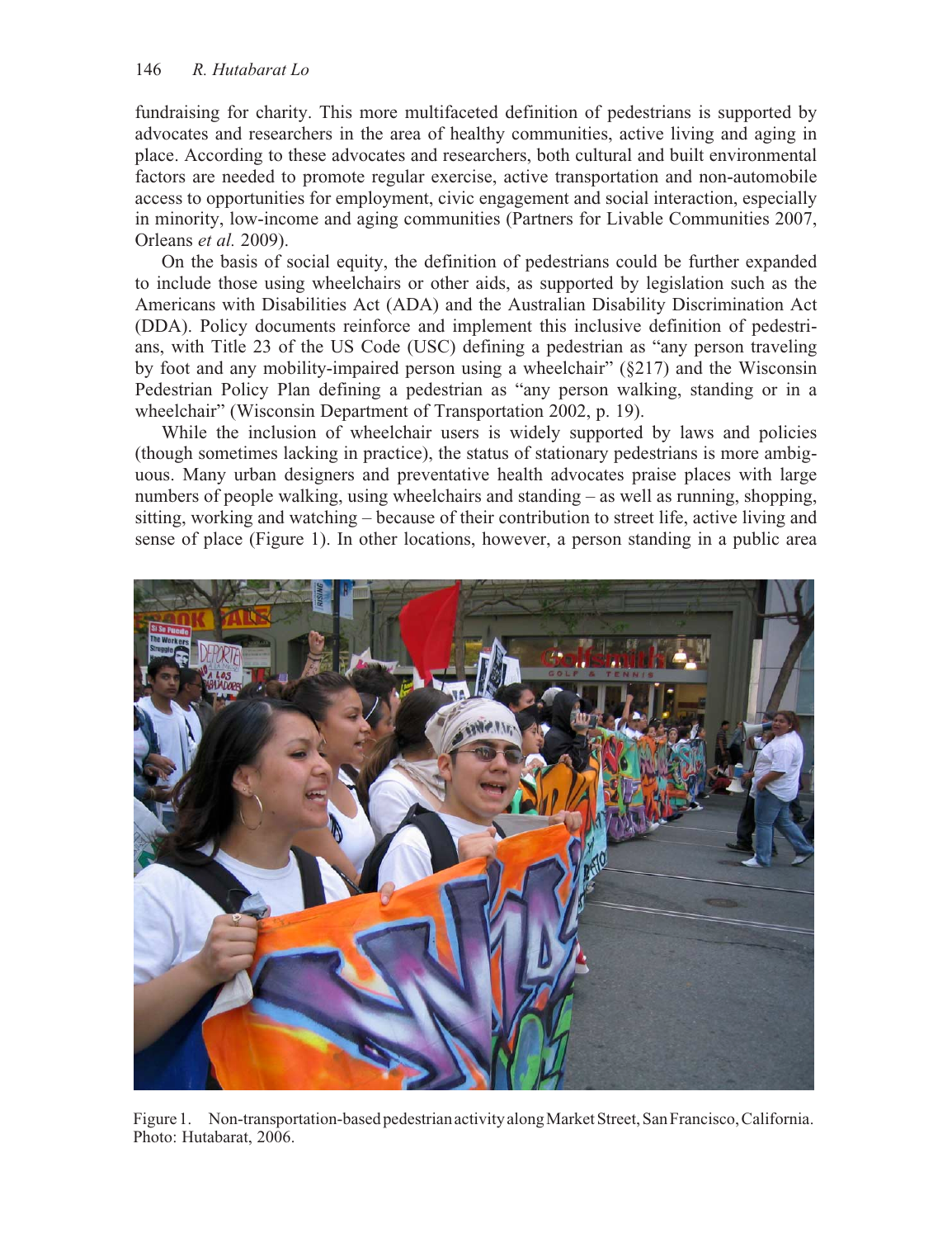fundraising for charity. This more multifaceted definition of pedestrians is supported by advocates and researchers in the area of healthy communities, active living and aging in place. According to these advocates and researchers, both cultural and built environmental factors are needed to promote regular exercise, active transportation and non-automobile access to opportunities for employment, civic engagement and social interaction, especially in minority, low-income and aging communities (Partners for Livable Communities 2007, Orleans *et al.* 2009).

On the basis of social equity, the definition of pedestrians could be further expanded to include those using wheelchairs or other aids, as supported by legislation such as the Americans with Disabilities Act (ADA) and the Australian Disability Discrimination Act (DDA). Policy documents reinforce and implement this inclusive definition of pedestrians, with Title 23 of the US Code (USC) defining a pedestrian as "any person traveling by foot and any mobility-impaired person using a wheelchair" (§217) and the Wisconsin Pedestrian Policy Plan defining a pedestrian as "any person walking, standing or in a wheelchair" (Wisconsin Department of Transportation 2002, p. 19).

While the inclusion of wheelchair users is widely supported by laws and policies (though sometimes lacking in practice), the status of stationary pedestrians is more ambiguous. Many urban designers and preventative health advocates praise places with large numbers of people walking, using wheelchairs and standing – as well as running, shopping, sitting, working and watching – because of their contribution to street life, active living and sense of place (Figure 1). In other locations, however, a person standing in a public area

Figure 1. Non-transportation-based pedestrian activity along Market Street, San Francisco, California. Photo: Hutabarat, 2006.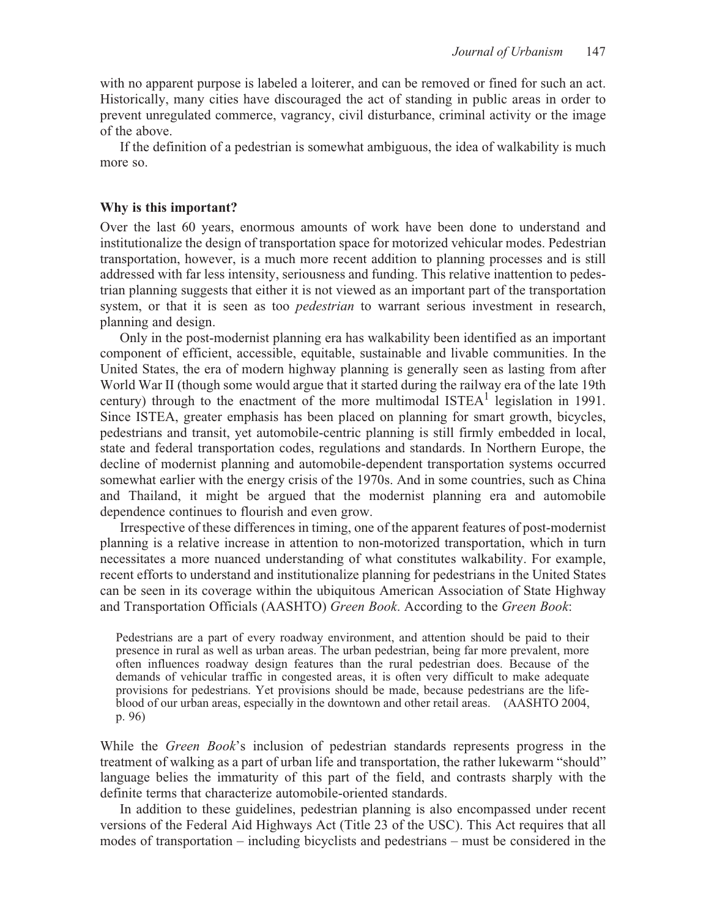with no apparent purpose is labeled a loiterer, and can be removed or fined for such an act. Historically, many cities have discouraged the act of standing in public areas in order to prevent unregulated commerce, vagrancy, civil disturbance, criminal activity or the image of the above.

If the definition of a pedestrian is somewhat ambiguous, the idea of walkability is much more so.

### Why is this important?

Over the last 60 years, enormous amounts of work have been done to understand and institutionalize the design of transportation space for motorized vehicular modes. Pedestrian transportation, however, is a much more recent addition to planning processes and is still addressed with far less intensity, seriousness and funding. This relative inattention to pedestrian planning suggests that either it is not viewed as an important part of the transportation system, or that it is seen as too *pedestrian* to warrant serious investment in research, planning and design.

Only in the post-modernist planning era has walkability been identified as an important component of efficient, accessible, equitable, sustainable and livable communities. In the United States, the era of modern highway planning is generally seen as lasting from after World War II (though some would argue that it started during the railway era of the late 19th century) through to the enactment of the more multimodal ISTEA[1] legislation in 1991. Since ISTEA, greater emphasis has been placed on planning for smart growth, bicycles, pedestrians and transit, yet automobile-centric planning is still firmly embedded in local, state and federal transportation codes, regulations and standards. In Northern Europe, the decline of modernist planning and automobile-dependent transportation systems occurred somewhat earlier with the energy crisis of the 1970s. And in some countries, such as China and Thailand, it might be argued that the modernist planning era and automobile dependence continues to flourish and even grow.

Irrespective of these differences in timing, one of the apparent features of post-modernist planning is a relative increase in attention to non-motorized transportation, which in turn necessitates a more nuanced understanding of what constitutes walkability. For example, recent efforts to understand and institutionalize planning for pedestrians in the United States can be seen in its coverage within the ubiquitous American Association of State Highway and Transportation Officials (AASHTO) *Green Book*. According to the *Green Book*:

> Pedestrians are a part of every roadway environment, and attention should be paid to their presence in rural as well as urban areas. The urban pedestrian, being far more prevalent, more often influences roadway design features than the rural pedestrian does. Because of the demands of vehicular traffic in congested areas, it is often very difficult to make adequate provisions for pedestrians. Yet provisions should be made, because pedestrians are the lifeblood of our urban areas, especially in the downtown and other retail areas. (AASHTO 2004, p. 96)

While the *Green Book*'s inclusion of pedestrian standards represents progress in the treatment of walking as a part of urban life and transportation, the rather lukewarm "should" language belies the immaturity of this part of the field, and contrasts sharply with the definite terms that characterize automobile-oriented standards.

In addition to these guidelines, pedestrian planning is also encompassed under recent versions of the Federal Aid Highways Act (Title 23 of the USC). This Act requires that all modes of transportation – including bicyclists and pedestrians – must be considered in the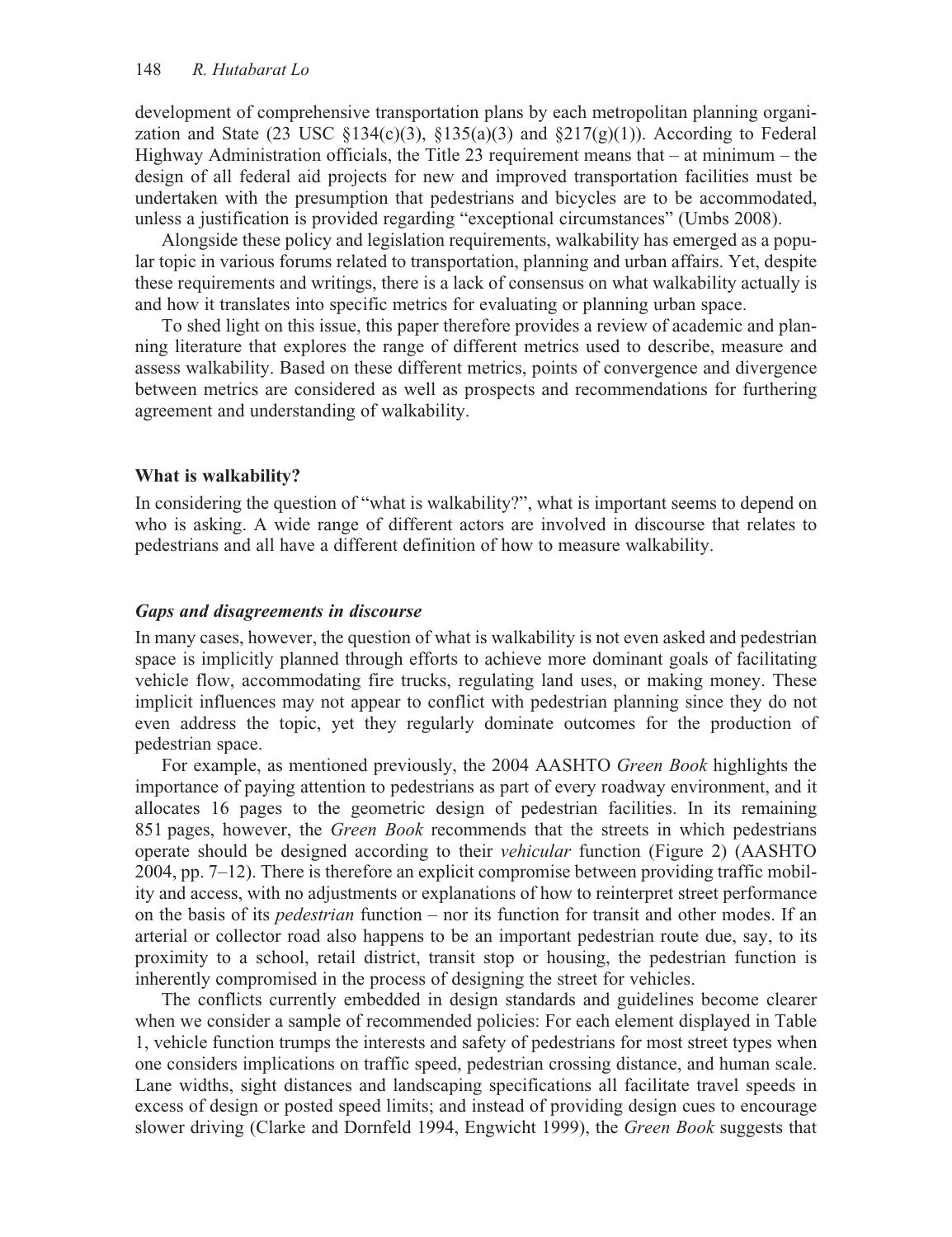development of comprehensive transportation plans by each metropolitan planning organization and State (23 USC §134(c)(3), §135(a)(3) and §217(g)(1)). According to Federal Highway Administration officials, the Title 23 requirement means that – at minimum – the design of all federal aid projects for new and improved transportation facilities must be undertaken with the presumption that pedestrians and bicycles are to be accommodated, unless a justification is provided regarding "exceptional circumstances" (Umbs 2008).

Alongside these policy and legislation requirements, walkability has emerged as a popular topic in various forums related to transportation, planning and urban affairs. Yet, despite these requirements and writings, there is a lack of consensus on what walkability actually is and how it translates into specific metrics for evaluating or planning urban space.

To shed light on this issue, this paper therefore provides a review of academic and planning literature that explores the range of different metrics used to describe, measure and assess walkability. Based on these different metrics, points of convergence and divergence between metrics are considered as well as prospects and recommendations for furthering agreement and understanding of walkability.

## What is walkability?

In considering the question of "what is walkability?", what is important seems to depend on who is asking. A wide range of different actors are involved in discourse that relates to pedestrians and all have a different definition of how to measure walkability.

### *Gaps and disagreements in discourse*

In many cases, however, the question of what is walkability is not even asked and pedestrian space is implicitly planned through efforts to achieve more dominant goals of facilitating vehicle flow, accommodating fire trucks, regulating land uses, or making money. These implicit influences may not appear to conflict with pedestrian planning since they do not even address the topic, yet they regularly dominate outcomes for the production of pedestrian space.

For example, as mentioned previously, the 2004 AASHTO *Green Book* highlights the importance of paying attention to pedestrians as part of every roadway environment, and it allocates 16 pages to the geometric design of pedestrian facilities. In its remaining 851 pages, however, the *Green Book* recommends that the streets in which pedestrians operate should be designed according to their *vehicular* function (Figure 2) (AASHTO 2004, pp. 7–12). There is therefore an explicit compromise between providing traffic mobility and access, with no adjustments or explanations of how to reinterpret street performance on the basis of its *pedestrian* function – nor its function for transit and other modes. If an arterial or collector road also happens to be an important pedestrian route due, say, to its proximity to a school, retail district, transit stop or housing, the pedestrian function is inherently compromised in the process of designing the street for vehicles.

The conflicts currently embedded in design standards and guidelines become clearer when we consider a sample of recommended policies: For each element displayed in Table 1, vehicle function trumps the interests and safety of pedestrians for most street types when one considers implications on traffic speed, pedestrian crossing distance, and human scale. Lane widths, sight distances and landscaping specifications all facilitate travel speeds in excess of design or posted speed limits; and instead of providing design cues to encourage slower driving (Clarke and Dornfeld 1994, Engwicht 1999), the *Green Book* suggests that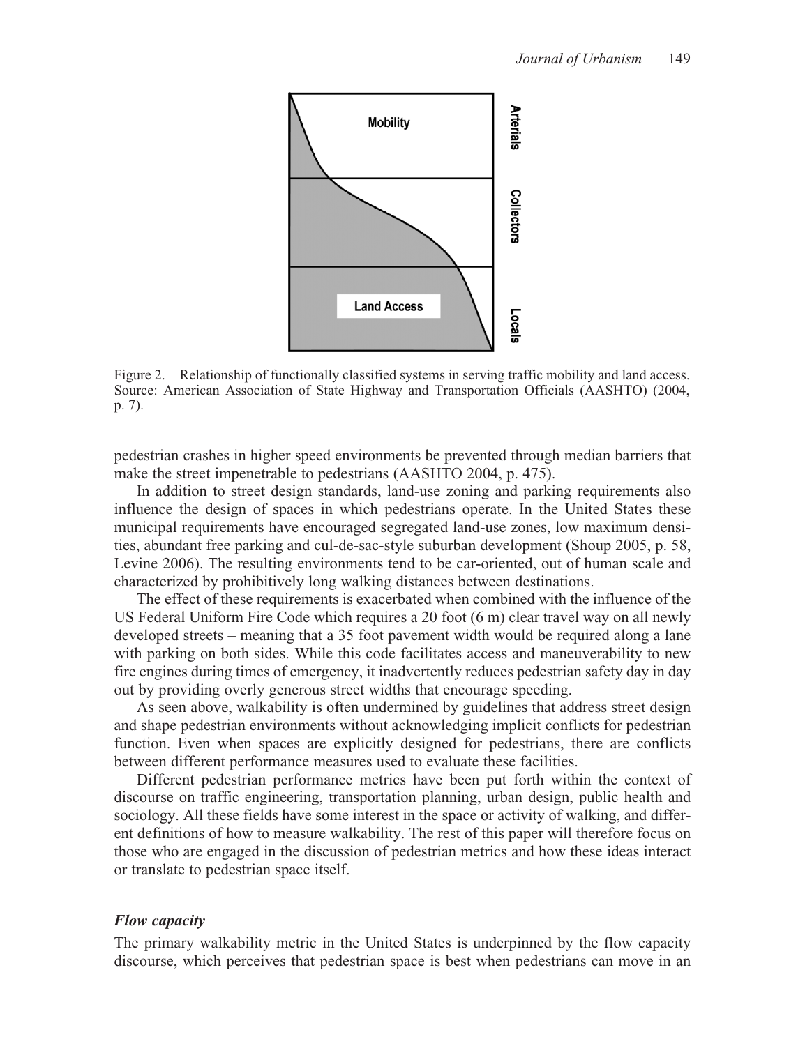Figure 2. Relationship of functionally classified systems in serving traffic mobility and land access. Source: American Association of State Highway and Transportation Officials (AASHTO) (2004, p. 7).

pedestrian crashes in higher speed environments be prevented through median barriers that make the street impenetrable to pedestrians (AASHTO 2004, p. 475).

In addition to street design standards, land-use zoning and parking requirements also influence the design of spaces in which pedestrians operate. In the United States these municipal requirements have encouraged segregated land-use zones, low maximum densities, abundant free parking and cul-de-sac-style suburban development (Shoup 2005, p. 58, Levine 2006). The resulting environments tend to be car-oriented, out of human scale and characterized by prohibitively long walking distances between destinations.

The effect of these requirements is exacerbated when combined with the influence of the US Federal Uniform Fire Code which requires a 20 foot (6 m) clear travel way on all newly developed streets – meaning that a 35 foot pavement width would be required along a lane with parking on both sides. While this code facilitates access and maneuverability to new fire engines during times of emergency, it inadvertently reduces pedestrian safety day in day out by providing overly generous street widths that encourage speeding.

As seen above, walkability is often undermined by guidelines that address street design and shape pedestrian environments without acknowledging implicit conflicts for pedestrian function. Even when spaces are explicitly designed for pedestrians, there are conflicts between different performance measures used to evaluate these facilities.

Different pedestrian performance metrics have been put forth within the context of discourse on traffic engineering, transportation planning, urban design, public health and sociology. All these fields have some interest in the space or activity of walking, and different definitions of how to measure walkability. The rest of this paper will therefore focus on those who are engaged in the discussion of pedestrian metrics and how these ideas interact or translate to pedestrian space itself.

### *Flow capacity*

The primary walkability metric in the United States is underpinned by the flow capacity discourse, which perceives that pedestrian space is best when pedestrians can move in an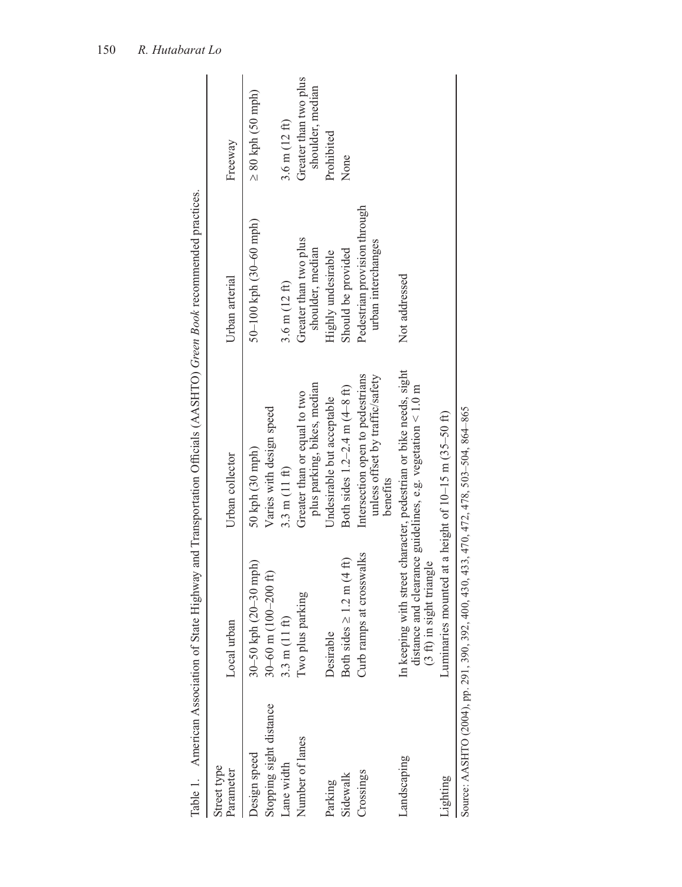Table 1. American Association of State Highway and Transportation Officials (AASHTO) *Green Book* recommended practices.

| Street type / Parameter | Local urban | Urban collector | Urban arterial | Freeway |
|---|---|---|---|---|
| Design speed | 30–50 kph (20–30 mph) | 50 kph (30 mph) | 50–100 kph (30–60 mph) | ≥ 80 kph (50 mph) |
| Stopping sight distance | 30–60 m (100–200 ft) | Varies with design speed | | |
| Lane width | 3.3 m (11 ft) | 3.3 m (11 ft) | 3.6 m (12 ft) | 3.6 m (12 ft) |
| Number of lanes | Two plus parking | Greater than or equal to two plus parking, bikes, median | Greater than two plus shoulder, median | Greater than two plus shoulder, median |
| Parking | Desirable | Undesirable but acceptable | Highly undesirable | Prohibited |
| Sidewalk | Both sides ≥ 1.2 m (4 ft) | Both sides 1.2–2.4 m (4–8 ft) | Should be provided | None |
| Crossings | Curb ramps at crosswalks | Intersection open to pedestrians unless offset by traffic/safety benefits | Pedestrian provision through urban interchanges | |
| Landscaping | In keeping with street character, pedestrian or bike needs, sight distance and clearance guidelines, e.g. vegetation < 1.0 m (3 ft) in sight triangle | | Not addressed | |
| Lighting | Luminaries mounted at a height of 10–15 m (35–50 ft) | | | |

Source: AASHTO (2004), pp. 291, 390, 392, 400, 430, 433, 470, 472, 478, 503–504, 864–865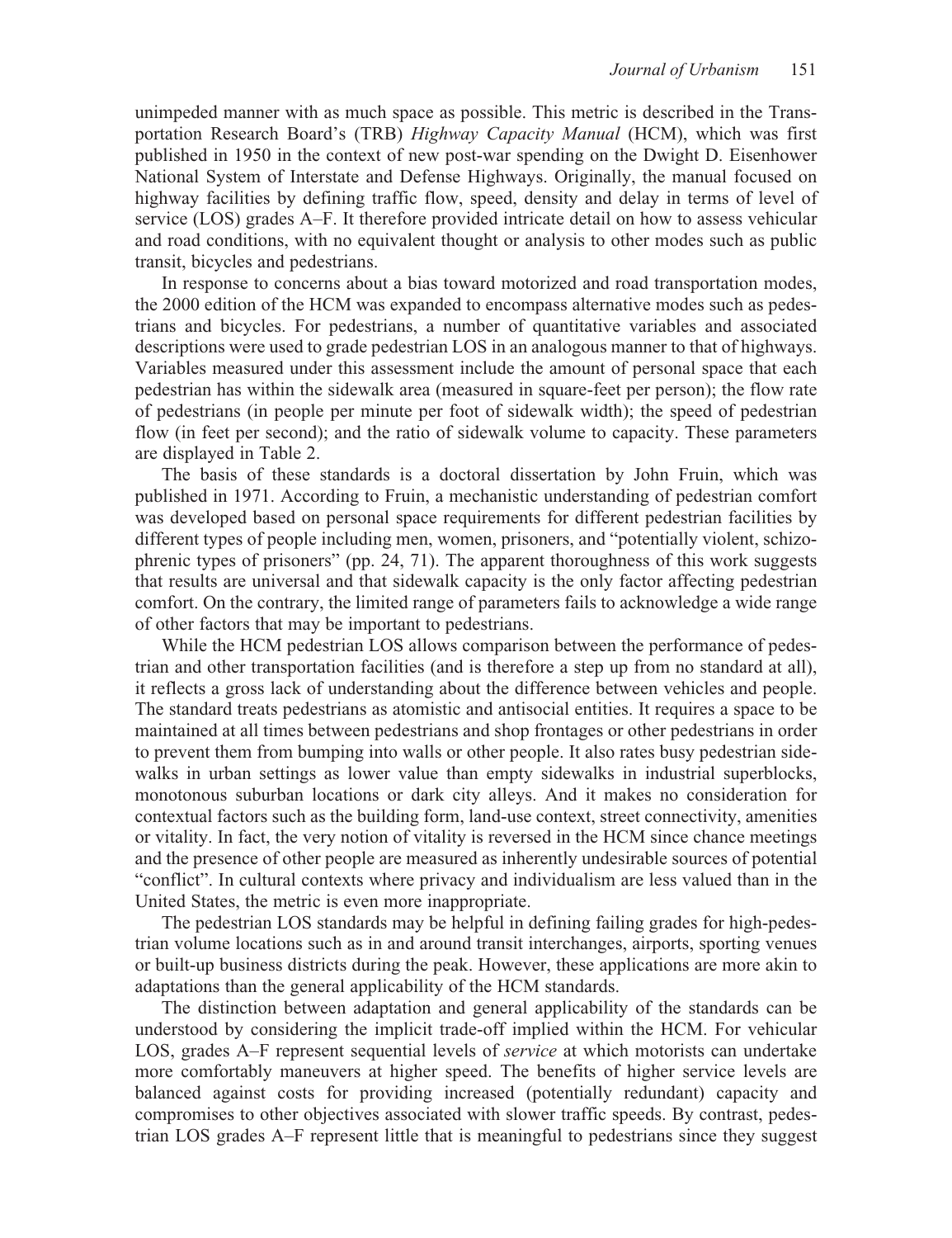unimpeded manner with as much space as possible. This metric is described in the Transportation Research Board's (TRB) *Highway Capacity Manual* (HCM), which was first published in 1950 in the context of new post-war spending on the Dwight D. Eisenhower National System of Interstate and Defense Highways. Originally, the manual focused on highway facilities by defining traffic flow, speed, density and delay in terms of level of service (LOS) grades A–F. It therefore provided intricate detail on how to assess vehicular and road conditions, with no equivalent thought or analysis to other modes such as public transit, bicycles and pedestrians.

In response to concerns about a bias toward motorized and road transportation modes, the 2000 edition of the HCM was expanded to encompass alternative modes such as pedestrians and bicycles. For pedestrians, a number of quantitative variables and associated descriptions were used to grade pedestrian LOS in an analogous manner to that of highways. Variables measured under this assessment include the amount of personal space that each pedestrian has within the sidewalk area (measured in square-feet per person); the flow rate of pedestrians (in people per minute per foot of sidewalk width); the speed of pedestrian flow (in feet per second); and the ratio of sidewalk volume to capacity. These parameters are displayed in Table 2.

The basis of these standards is a doctoral dissertation by John Fruin, which was published in 1971. According to Fruin, a mechanistic understanding of pedestrian comfort was developed based on personal space requirements for different pedestrian facilities by different types of people including men, women, prisoners, and "potentially violent, schizophrenic types of prisoners" (pp. 24, 71). The apparent thoroughness of this work suggests that results are universal and that sidewalk capacity is the only factor affecting pedestrian comfort. On the contrary, the limited range of parameters fails to acknowledge a wide range of other factors that may be important to pedestrians.

While the HCM pedestrian LOS allows comparison between the performance of pedestrian and other transportation facilities (and is therefore a step up from no standard at all), it reflects a gross lack of understanding about the difference between vehicles and people. The standard treats pedestrians as atomistic and antisocial entities. It requires a space to be maintained at all times between pedestrians and shop frontages or other pedestrians in order to prevent them from bumping into walls or other people. It also rates busy pedestrian sidewalks in urban settings as lower value than empty sidewalks in industrial superblocks, monotonous suburban locations or dark city alleys. And it makes no consideration for contextual factors such as the building form, land-use context, street connectivity, amenities or vitality. In fact, the very notion of vitality is reversed in the HCM since chance meetings and the presence of other people are measured as inherently undesirable sources of potential "conflict". In cultural contexts where privacy and individualism are less valued than in the United States, the metric is even more inappropriate.

The pedestrian LOS standards may be helpful in defining failing grades for high-pedestrian volume locations such as in and around transit interchanges, airports, sporting venues or built-up business districts during the peak. However, these applications are more akin to adaptations than the general applicability of the HCM standards.

The distinction between adaptation and general applicability of the standards can be understood by considering the implicit trade-off implied within the HCM. For vehicular LOS, grades A–F represent sequential levels of *service* at which motorists can undertake more comfortably maneuvers at higher speed. The benefits of higher service levels are balanced against costs for providing increased (potentially redundant) capacity and compromises to other objectives associated with slower traffic speeds. By contrast, pedestrian LOS grades A–F represent little that is meaningful to pedestrians since they suggest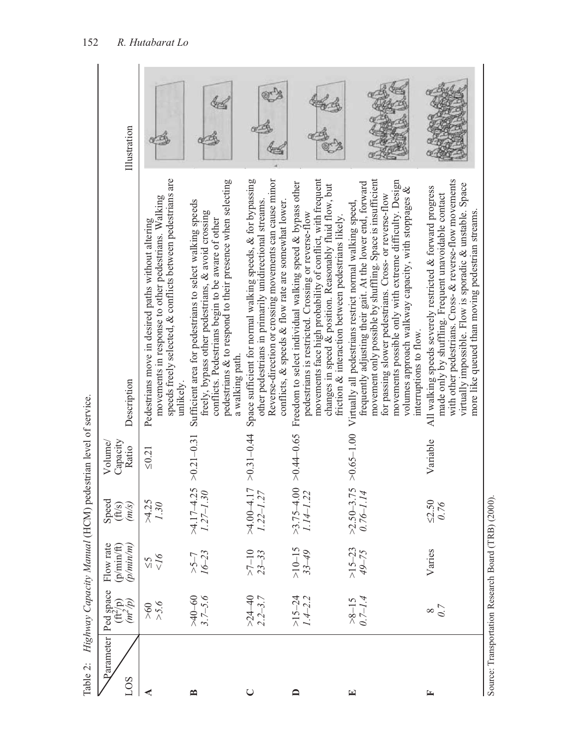Table 2: *Highway Capacity Manual* (HCM) pedestrian level of service.

| LOS \ Parameter | Ped space ($ft^2$/p) (*$m^2$/p*) | Flow rate (p/min/ft) (*p/min/m*) | Speed (ft/s) (*m/s*) | Volume/ Capacity Ratio | Description | Illustration |
|---|---|---|---|---|---|---|
| **A** | >60 *>5.6* | ≤5 *<16* | >4.25 *1.30* | ≤0.21 | Pedestrians move in desired paths without altering movements in response to other pedestrians. Walking speeds freely selected, & conflicts between pedestrians are unlikely. | |
| **B** | >40–60 *3.7–5.6* | >5–7 *16–23* | >4.17–4.25 *1.27–1.30* | >0.21–0.31 | Sufficient area for pedestrians to select walking speeds freely, bypass other pedestrians, & avoid crossing conflicts. Pedestrians begin to be aware of other pedestrians & to respond to their presence when selecting a walking path. | |
| **C** | >24–40 *2.2–3.7* | >7–10 *23–33* | >4.00–4.17 *1.22–1.27* | >0.31–0.44 | Space sufficient for normal walking speeds, & for bypassing other pedestrians in primarily unidirectional streams. Reverse-direction or crossing movements can cause minor conflicts, & speeds & flow rate are somewhat lower. | |
| **D** | >15–24 *1.4–2.2* | >10–15 *33–49* | >3.75–4.00 *1.14–1.22* | >0.44–0.65 | Freedom to select individual walking speed & bypass other pedestrians is restricted. Crossing or reverse-flow movements face high probability of conflict, with frequent changes in speed & position. Reasonably fluid flow, but friction & interaction between pedestrians likely. | |
| **E** | >8–15 *0.7–1.4* | >15–23 *49–75* | >2.50–3.75 *0.76–1.14* | >0.65–1.00 | Virtually all pedestrians restrict normal walking speed, frequently adjusting their gait. At the lower end, forward movement only possible by shuffling. Space is insufficient for passing slower pedestrians. Cross- or reverse-flow movements possible only with extreme difficulty. Design volumes approach walkway capacity, with stoppages & interruptions to flow. | |
| **F** | 8 *0.7* | Varies | ≤2.50 *0.76* | Variable | All walking speeds severely restricted & forward progress made only by shuffling. Frequent unavoidable contact with other pedestrians. Cross- & reverse-flow movements virtually impossible. Flow is sporadic & unstable. Space more like queued than moving pedestrian streams. | |

Source: Transportation Research Board (TRB) (2000).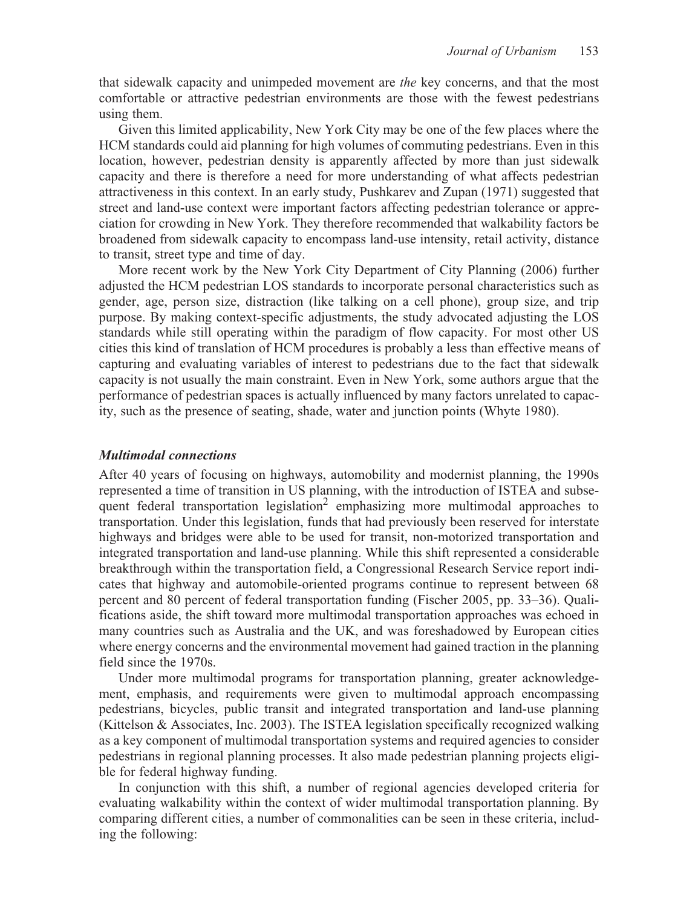that sidewalk capacity and unimpeded movement are *the* key concerns, and that the most comfortable or attractive pedestrian environments are those with the fewest pedestrians using them.

Given this limited applicability, New York City may be one of the few places where the HCM standards could aid planning for high volumes of commuting pedestrians. Even in this location, however, pedestrian density is apparently affected by more than just sidewalk capacity and there is therefore a need for more understanding of what affects pedestrian attractiveness in this context. In an early study, Pushkarev and Zupan (1971) suggested that street and land-use context were important factors affecting pedestrian tolerance or appreciation for crowding in New York. They therefore recommended that walkability factors be broadened from sidewalk capacity to encompass land-use intensity, retail activity, distance to transit, street type and time of day.

More recent work by the New York City Department of City Planning (2006) further adjusted the HCM pedestrian LOS standards to incorporate personal characteristics such as gender, age, person size, distraction (like talking on a cell phone), group size, and trip purpose. By making context-specific adjustments, the study advocated adjusting the LOS standards while still operating within the paradigm of flow capacity. For most other US cities this kind of translation of HCM procedures is probably a less than effective means of capturing and evaluating variables of interest to pedestrians due to the fact that sidewalk capacity is not usually the main constraint. Even in New York, some authors argue that the performance of pedestrian spaces is actually influenced by many factors unrelated to capacity, such as the presence of seating, shade, water and junction points (Whyte 1980).

### *Multimodal connections*

After 40 years of focusing on highways, automobility and modernist planning, the 1990s represented a time of transition in US planning, with the introduction of ISTEA and subsequent federal transportation legislation[2] emphasizing more multimodal approaches to transportation. Under this legislation, funds that had previously been reserved for interstate highways and bridges were able to be used for transit, non-motorized transportation and integrated transportation and land-use planning. While this shift represented a considerable breakthrough within the transportation field, a Congressional Research Service report indicates that highway and automobile-oriented programs continue to represent between 68 percent and 80 percent of federal transportation funding (Fischer 2005, pp. 33–36). Qualifications aside, the shift toward more multimodal transportation approaches was echoed in many countries such as Australia and the UK, and was foreshadowed by European cities where energy concerns and the environmental movement had gained traction in the planning field since the 1970s.

Under more multimodal programs for transportation planning, greater acknowledgement, emphasis, and requirements were given to multimodal approach encompassing pedestrians, bicycles, public transit and integrated transportation and land-use planning (Kittelson & Associates, Inc. 2003). The ISTEA legislation specifically recognized walking as a key component of multimodal transportation systems and required agencies to consider pedestrians in regional planning processes. It also made pedestrian planning projects eligible for federal highway funding.

In conjunction with this shift, a number of regional agencies developed criteria for evaluating walkability within the context of wider multimodal transportation planning. By comparing different cities, a number of commonalities can be seen in these criteria, including the following: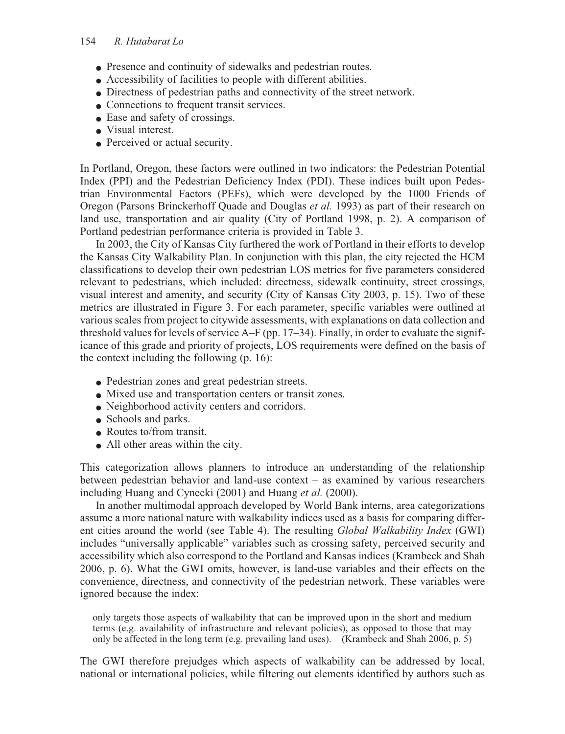- Presence and continuity of sidewalks and pedestrian routes.
- Accessibility of facilities to people with different abilities.
- Directness of pedestrian paths and connectivity of the street network.
- Connections to frequent transit services.
- Ease and safety of crossings.
- Visual interest.
- Perceived or actual security.

In Portland, Oregon, these factors were outlined in two indicators: the Pedestrian Potential Index (PPI) and the Pedestrian Deficiency Index (PDI). These indices built upon Pedestrian Environmental Factors (PEFs), which were developed by the 1000 Friends of Oregon (Parsons Brinckerhoff Quade and Douglas *et al.* 1993) as part of their research on land use, transportation and air quality (City of Portland 1998, p. 2). A comparison of Portland pedestrian performance criteria is provided in Table 3.

In 2003, the City of Kansas City furthered the work of Portland in their efforts to develop the Kansas City Walkability Plan. In conjunction with this plan, the city rejected the HCM classifications to develop their own pedestrian LOS metrics for five parameters considered relevant to pedestrians, which included: directness, sidewalk continuity, street crossings, visual interest and amenity, and security (City of Kansas City 2003, p. 15). Two of these metrics are illustrated in Figure 3. For each parameter, specific variables were outlined at various scales from project to citywide assessments, with explanations on data collection and threshold values for levels of service A–F (pp. 17–34). Finally, in order to evaluate the significance of this grade and priority of projects, LOS requirements were defined on the basis of the context including the following (p. 16):

- Pedestrian zones and great pedestrian streets.
- Mixed use and transportation centers or transit zones.
- Neighborhood activity centers and corridors.
- Schools and parks.
- Routes to/from transit.
- All other areas within the city.

This categorization allows planners to introduce an understanding of the relationship between pedestrian behavior and land-use context – as examined by various researchers including Huang and Cynecki (2001) and Huang *et al.* (2000).

In another multimodal approach developed by World Bank interns, area categorizations assume a more national nature with walkability indices used as a basis for comparing different cities around the world (see Table 4). The resulting *Global Walkability Index* (GWI) includes "universally applicable" variables such as crossing safety, perceived security and accessibility which also correspond to the Portland and Kansas indices (Krambeck and Shah 2006, p. 6). What the GWI omits, however, is land-use variables and their effects on the convenience, directness, and connectivity of the pedestrian network. These variables were ignored because the index:

> only targets those aspects of walkability that can be improved upon in the short and medium terms (e.g. availability of infrastructure and relevant policies), as opposed to those that may only be affected in the long term (e.g. prevailing land uses). (Krambeck and Shah 2006, p. 5)

The GWI therefore prejudges which aspects of walkability can be addressed by local, national or international policies, while filtering out elements identified by authors such as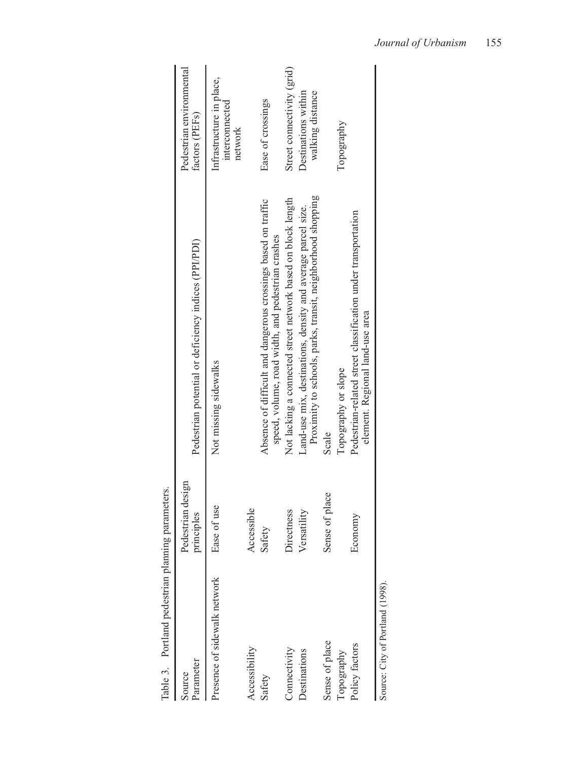Table 3. Portland pedestrian planning parameters.

| Source Parameter | Pedestrian design principles | Pedestrian potential or deficiency indices (PPI/PDI) | Pedestrian environmental factors (PEFs) |
|---|---|---|---|
| Presence of sidewalk network | Ease of use | Not missing sidewalks | Infrastructure in place, interconnected network |
| Accessibility | Accessible | | |
| Safety | Safety | Absence of difficult and dangerous crossings based on traffic speed, volume, road width, and pedestrian crashes | Ease of crossings |
| Connectivity | Directness | Not lacking a connected street network based on block length | Street connectivity (grid) |
| Destinations | Versatility | Land-use mix, destinations, density and average parcel size. Proximity to schools, parks, transit, neighborhood shopping | Destinations within walking distance |
| Sense of place | Sense of place | Scale | |
| Topography | | Topography or slope | Topography |
| Policy factors | Economy | Pedestrian-related street classification under transportation element. Regional land-use area | |

Source: City of Portland (1998).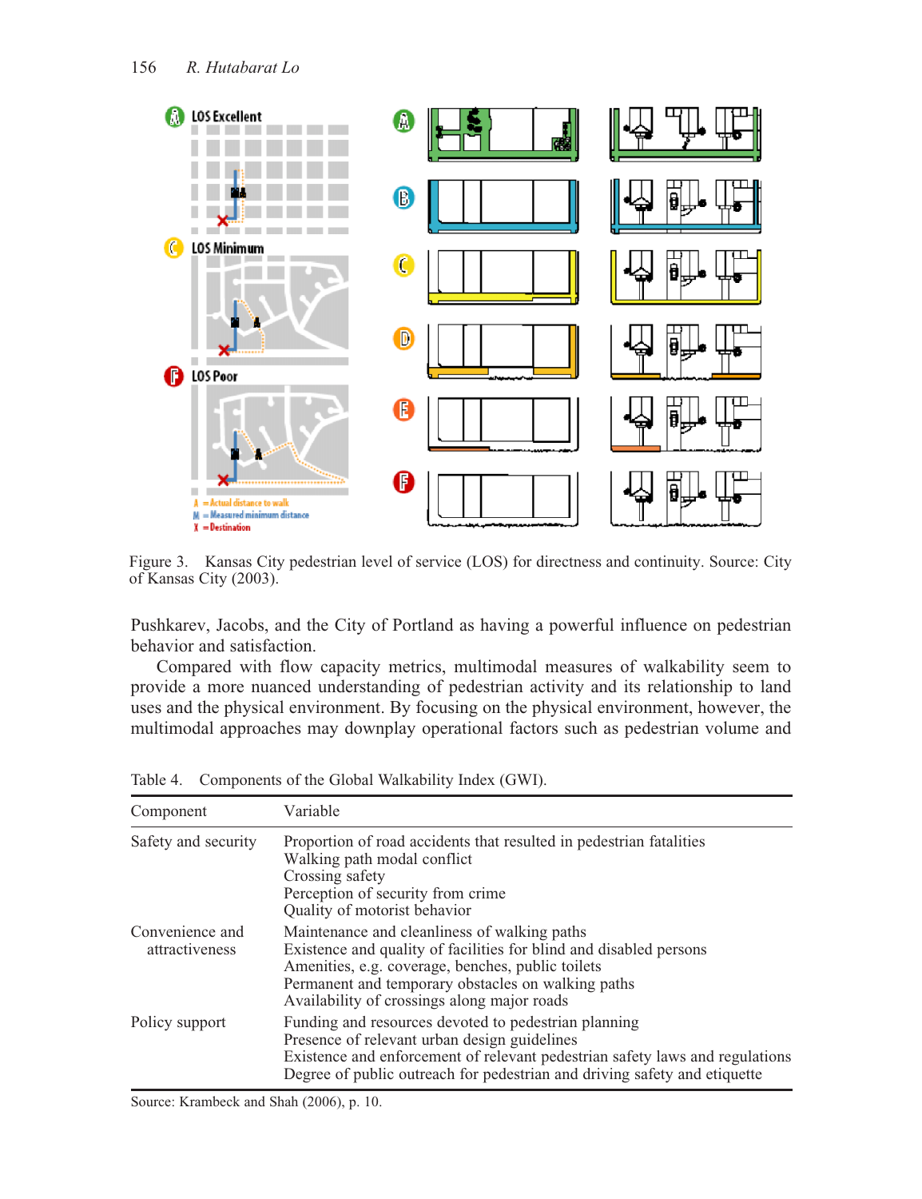Figure 3. Kansas City pedestrian level of service (LOS) for directness and continuity. Source: City of Kansas City (2003).

Pushkarev, Jacobs, and the City of Portland as having a powerful influence on pedestrian behavior and satisfaction.

Compared with flow capacity metrics, multimodal measures of walkability seem to provide a more nuanced understanding of pedestrian activity and its relationship to land uses and the physical environment. By focusing on the physical environment, however, the multimodal approaches may downplay operational factors such as pedestrian volume and

Table 4. Components of the Global Walkability Index (GWI).

| Component | Variable |
|---|---|
| Safety and security | Proportion of road accidents that resulted in pedestrian fatalities<br>Walking path modal conflict<br>Crossing safety<br>Perception of security from crime<br>Quality of motorist behavior |
| Convenience and attractiveness | Maintenance and cleanliness of walking paths<br>Existence and quality of facilities for blind and disabled persons<br>Amenities, e.g. coverage, benches, public toilets<br>Permanent and temporary obstacles on walking paths<br>Availability of crossings along major roads |
| Policy support | Funding and resources devoted to pedestrian planning<br>Presence of relevant urban design guidelines<br>Existence and enforcement of relevant pedestrian safety laws and regulations<br>Degree of public outreach for pedestrian and driving safety and etiquette |

Source: Krambeck and Shah (2006), p. 10.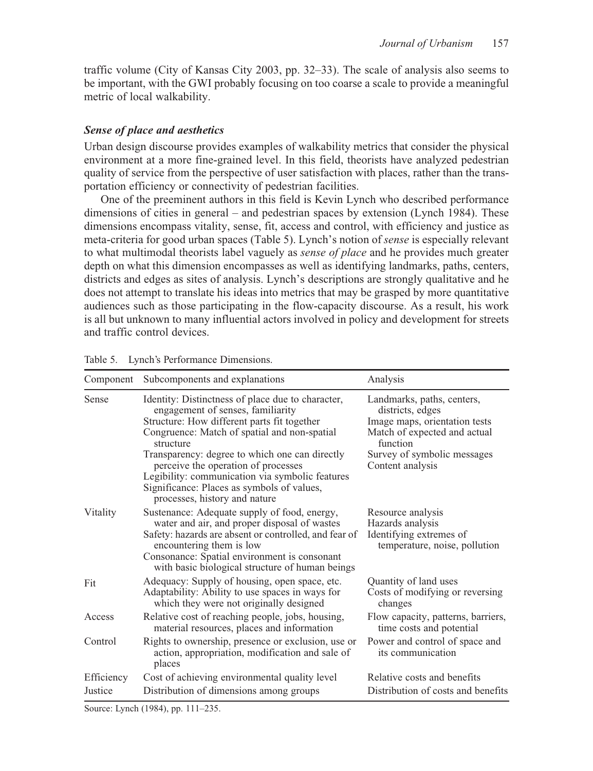traffic volume (City of Kansas City 2003, pp. 32–33). The scale of analysis also seems to be important, with the GWI probably focusing on too coarse a scale to provide a meaningful metric of local walkability.

### *Sense of place and aesthetics*

Urban design discourse provides examples of walkability metrics that consider the physical environment at a more fine-grained level. In this field, theorists have analyzed pedestrian quality of service from the perspective of user satisfaction with places, rather than the transportation efficiency or connectivity of pedestrian facilities.

One of the preeminent authors in this field is Kevin Lynch who described performance dimensions of cities in general – and pedestrian spaces by extension (Lynch 1984). These dimensions encompass vitality, sense, fit, access and control, with efficiency and justice as meta-criteria for good urban spaces (Table 5). Lynch's notion of *sense* is especially relevant to what multimodal theorists label vaguely as *sense of place* and he provides much greater depth on what this dimension encompasses as well as identifying landmarks, paths, centers, districts and edges as sites of analysis. Lynch's descriptions are strongly qualitative and he does not attempt to translate his ideas into metrics that may be grasped by more quantitative audiences such as those participating in the flow-capacity discourse. As a result, his work is all but unknown to many influential actors involved in policy and development for streets and traffic control devices.

Table 5. Lynch's Performance Dimensions.

| Component | Subcomponents and explanations | Analysis |
|---|---|---|
| Sense | Identity: Distinctness of place due to character, engagement of senses, familiarity<br>Structure: How different parts fit together<br>Congruence: Match of spatial and non-spatial structure<br>Transparency: degree to which one can directly perceive the operation of processes<br>Legibility: communication via symbolic features<br>Significance: Places as symbols of values, processes, history and nature | Landmarks, paths, centers, districts, edges<br>Image maps, orientation tests<br>Match of expected and actual function<br>Survey of symbolic messages<br>Content analysis |
| Vitality | Sustenance: Adequate supply of food, energy, water and air, and proper disposal of wastes<br>Safety: hazards are absent or controlled, and fear of encountering them is low<br>Consonance: Spatial environment is consonant with basic biological structure of human beings | Resource analysis<br>Hazards analysis<br>Identifying extremes of temperature, noise, pollution |
| Fit | Adequacy: Supply of housing, open space, etc.<br>Adaptability: Ability to use spaces in ways for which they were not originally designed | Quantity of land uses<br>Costs of modifying or reversing changes |
| Access | Relative cost of reaching people, jobs, housing, material resources, places and information | Flow capacity, patterns, barriers, time costs and potential |
| Control | Rights to ownership, presence or exclusion, use or action, appropriation, modification and sale of places | Power and control of space and its communication |
| Efficiency | Cost of achieving environmental quality level | Relative costs and benefits |
| Justice | Distribution of dimensions among groups | Distribution of costs and benefits |

Source: Lynch (1984), pp. 111–235.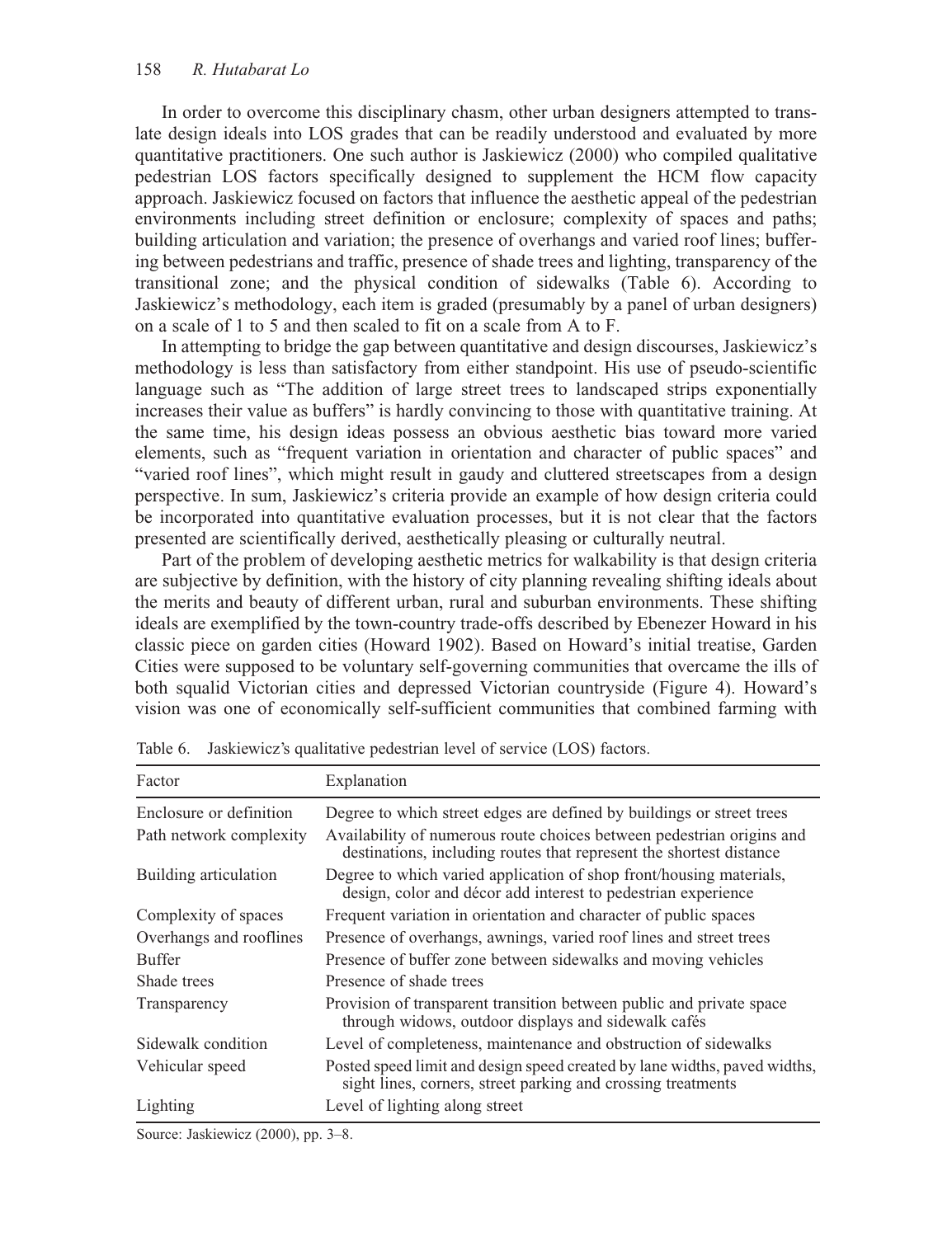In order to overcome this disciplinary chasm, other urban designers attempted to translate design ideals into LOS grades that can be readily understood and evaluated by more quantitative practitioners. One such author is Jaskiewicz (2000) who compiled qualitative pedestrian LOS factors specifically designed to supplement the HCM flow capacity approach. Jaskiewicz focused on factors that influence the aesthetic appeal of the pedestrian environments including street definition or enclosure; complexity of spaces and paths; building articulation and variation; the presence of overhangs and varied roof lines; buffering between pedestrians and traffic, presence of shade trees and lighting, transparency of the transitional zone; and the physical condition of sidewalks (Table 6). According to Jaskiewicz's methodology, each item is graded (presumably by a panel of urban designers) on a scale of 1 to 5 and then scaled to fit on a scale from A to F.

In attempting to bridge the gap between quantitative and design discourses, Jaskiewicz's methodology is less than satisfactory from either standpoint. His use of pseudo-scientific language such as "The addition of large street trees to landscaped strips exponentially increases their value as buffers" is hardly convincing to those with quantitative training. At the same time, his design ideas possess an obvious aesthetic bias toward more varied elements, such as "frequent variation in orientation and character of public spaces" and "varied roof lines", which might result in gaudy and cluttered streetscapes from a design perspective. In sum, Jaskiewicz's criteria provide an example of how design criteria could be incorporated into quantitative evaluation processes, but it is not clear that the factors presented are scientifically derived, aesthetically pleasing or culturally neutral.

Part of the problem of developing aesthetic metrics for walkability is that design criteria are subjective by definition, with the history of city planning revealing shifting ideals about the merits and beauty of different urban, rural and suburban environments. These shifting ideals are exemplified by the town-country trade-offs described by Ebenezer Howard in his classic piece on garden cities (Howard 1902). Based on Howard's initial treatise, Garden Cities were supposed to be voluntary self-governing communities that overcame the ills of both squalid Victorian cities and depressed Victorian countryside (Figure 4). Howard's vision was one of economically self-sufficient communities that combined farming with

Table 6. Jaskiewicz's qualitative pedestrian level of service (LOS) factors.

| Factor | Explanation |
|---|---|
| Enclosure or definition | Degree to which street edges are defined by buildings or street trees |
| Path network complexity | Availability of numerous route choices between pedestrian origins and destinations, including routes that represent the shortest distance |
| Building articulation | Degree to which varied application of shop front/housing materials, design, color and décor add interest to pedestrian experience |
| Complexity of spaces | Frequent variation in orientation and character of public spaces |
| Overhangs and rooflines | Presence of overhangs, awnings, varied roof lines and street trees |
| Buffer | Presence of buffer zone between sidewalks and moving vehicles |
| Shade trees | Presence of shade trees |
| Transparency | Provision of transparent transition between public and private space through widows, outdoor displays and sidewalk cafés |
| Sidewalk condition | Level of completeness, maintenance and obstruction of sidewalks |
| Vehicular speed | Posted speed limit and design speed created by lane widths, paved widths, sight lines, corners, street parking and crossing treatments |
| Lighting | Level of lighting along street |

Source: Jaskiewicz (2000), pp. 3–8.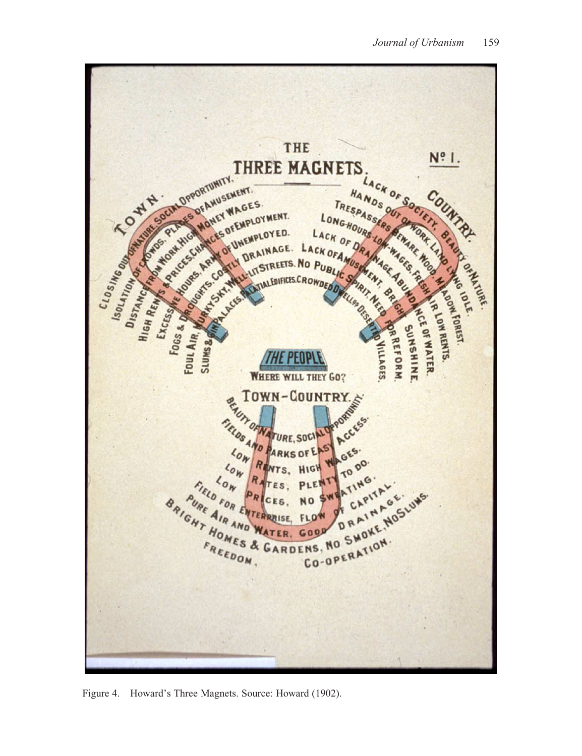Figure 4. Howard's Three Magnets. Source: Howard (1902).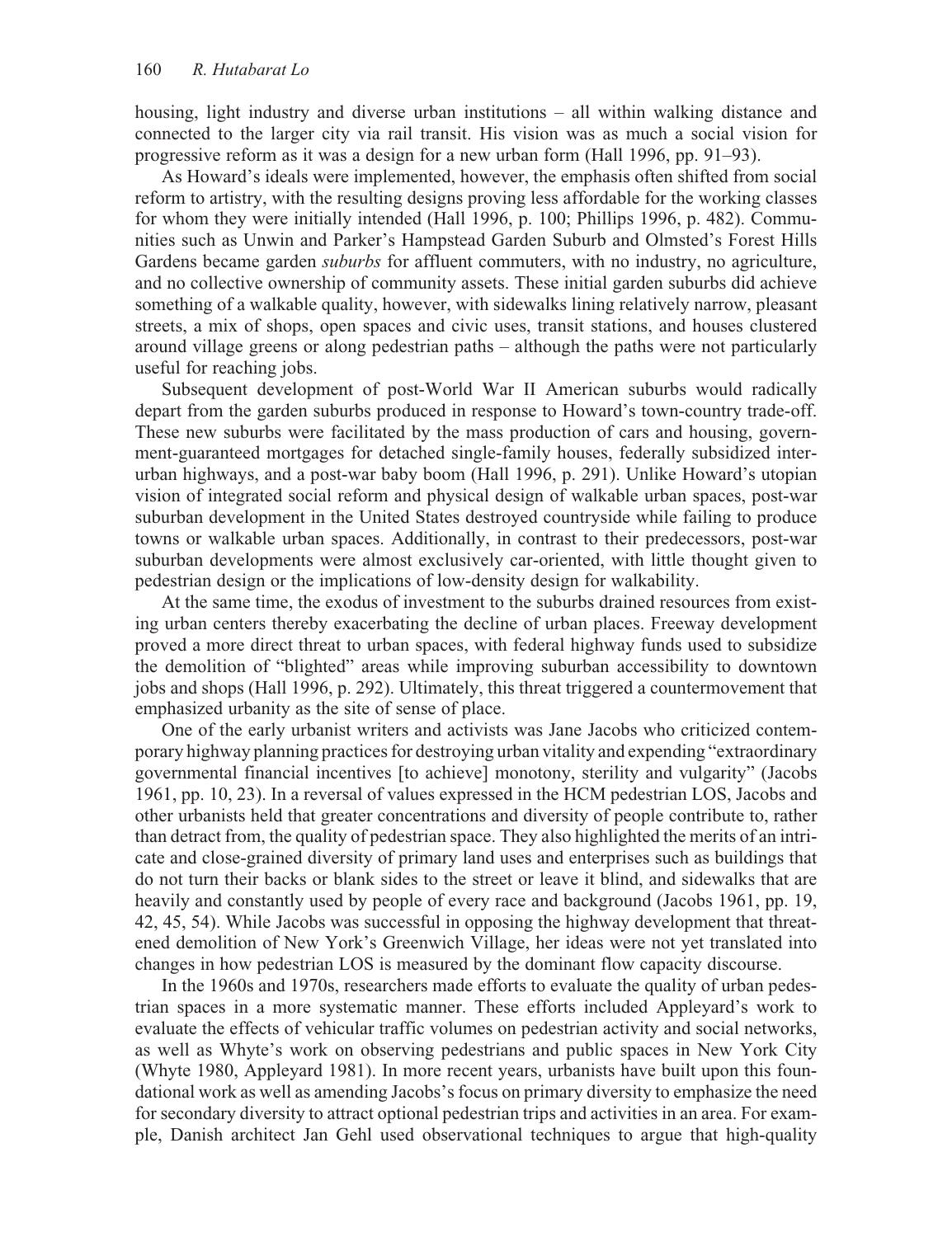housing, light industry and diverse urban institutions – all within walking distance and connected to the larger city via rail transit. His vision was as much a social vision for progressive reform as it was a design for a new urban form (Hall 1996, pp. 91–93).

As Howard's ideals were implemented, however, the emphasis often shifted from social reform to artistry, with the resulting designs proving less affordable for the working classes for whom they were initially intended (Hall 1996, p. 100; Phillips 1996, p. 482). Communities such as Unwin and Parker's Hampstead Garden Suburb and Olmsted's Forest Hills Gardens became garden *suburbs* for affluent commuters, with no industry, no agriculture, and no collective ownership of community assets. These initial garden suburbs did achieve something of a walkable quality, however, with sidewalks lining relatively narrow, pleasant streets, a mix of shops, open spaces and civic uses, transit stations, and houses clustered around village greens or along pedestrian paths – although the paths were not particularly useful for reaching jobs.

Subsequent development of post-World War II American suburbs would radically depart from the garden suburbs produced in response to Howard's town-country trade-off. These new suburbs were facilitated by the mass production of cars and housing, government-guaranteed mortgages for detached single-family houses, federally subsidized interurban highways, and a post-war baby boom (Hall 1996, p. 291). Unlike Howard's utopian vision of integrated social reform and physical design of walkable urban spaces, post-war suburban development in the United States destroyed countryside while failing to produce towns or walkable urban spaces. Additionally, in contrast to their predecessors, post-war suburban developments were almost exclusively car-oriented, with little thought given to pedestrian design or the implications of low-density design for walkability.

At the same time, the exodus of investment to the suburbs drained resources from existing urban centers thereby exacerbating the decline of urban places. Freeway development proved a more direct threat to urban spaces, with federal highway funds used to subsidize the demolition of "blighted" areas while improving suburban accessibility to downtown jobs and shops (Hall 1996, p. 292). Ultimately, this threat triggered a countermovement that emphasized urbanity as the site of sense of place.

One of the early urbanist writers and activists was Jane Jacobs who criticized contemporary highway planning practices for destroying urban vitality and expending "extraordinary governmental financial incentives [to achieve] monotony, sterility and vulgarity" (Jacobs 1961, pp. 10, 23). In a reversal of values expressed in the HCM pedestrian LOS, Jacobs and other urbanists held that greater concentrations and diversity of people contribute to, rather than detract from, the quality of pedestrian space. They also highlighted the merits of an intricate and close-grained diversity of primary land uses and enterprises such as buildings that do not turn their backs or blank sides to the street or leave it blind, and sidewalks that are heavily and constantly used by people of every race and background (Jacobs 1961, pp. 19, 42, 45, 54). While Jacobs was successful in opposing the highway development that threatened demolition of New York's Greenwich Village, her ideas were not yet translated into changes in how pedestrian LOS is measured by the dominant flow capacity discourse.

In the 1960s and 1970s, researchers made efforts to evaluate the quality of urban pedestrian spaces in a more systematic manner. These efforts included Appleyard's work to evaluate the effects of vehicular traffic volumes on pedestrian activity and social networks, as well as Whyte's work on observing pedestrians and public spaces in New York City (Whyte 1980, Appleyard 1981). In more recent years, urbanists have built upon this foundational work as well as amending Jacobs's focus on primary diversity to emphasize the need for secondary diversity to attract optional pedestrian trips and activities in an area. For example, Danish architect Jan Gehl used observational techniques to argue that high-quality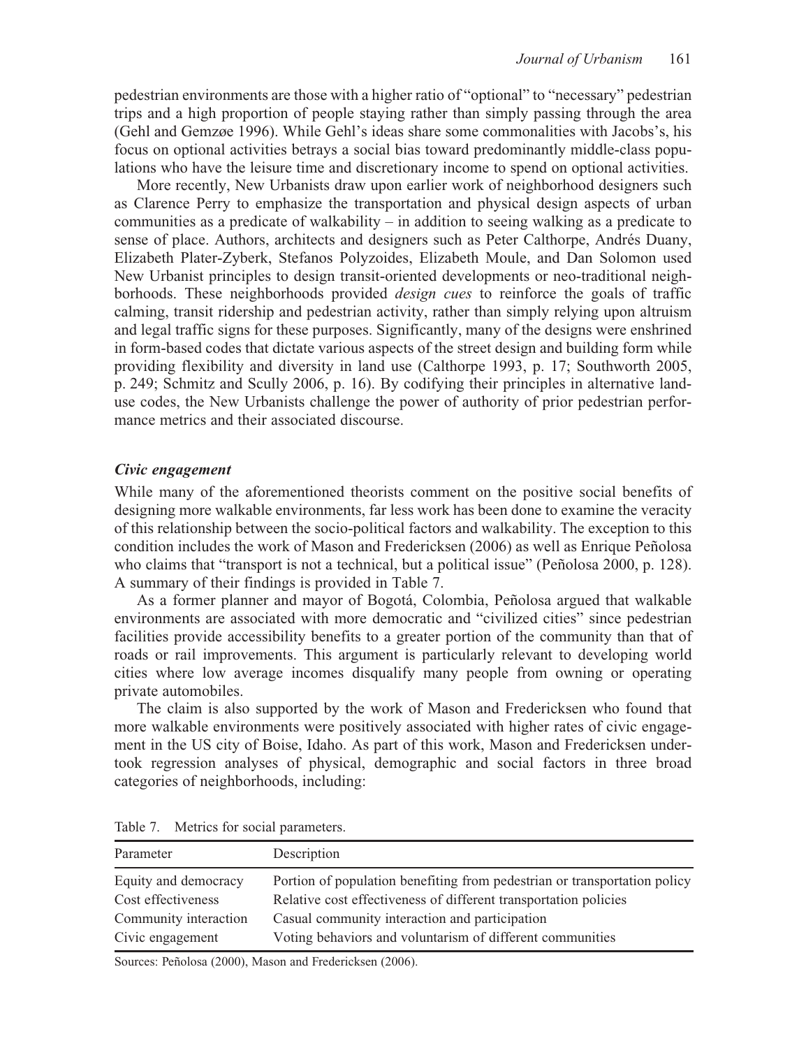pedestrian environments are those with a higher ratio of "optional" to "necessary" pedestrian trips and a high proportion of people staying rather than simply passing through the area (Gehl and Gemzøe 1996). While Gehl's ideas share some commonalities with Jacobs's, his focus on optional activities betrays a social bias toward predominantly middle-class populations who have the leisure time and discretionary income to spend on optional activities.

More recently, New Urbanists draw upon earlier work of neighborhood designers such as Clarence Perry to emphasize the transportation and physical design aspects of urban communities as a predicate of walkability – in addition to seeing walking as a predicate to sense of place. Authors, architects and designers such as Peter Calthorpe, Andrés Duany, Elizabeth Plater-Zyberk, Stefanos Polyzoides, Elizabeth Moule, and Dan Solomon used New Urbanist principles to design transit-oriented developments or neo-traditional neighborhoods. These neighborhoods provided *design cues* to reinforce the goals of traffic calming, transit ridership and pedestrian activity, rather than simply relying upon altruism and legal traffic signs for these purposes. Significantly, many of the designs were enshrined in form-based codes that dictate various aspects of the street design and building form while providing flexibility and diversity in land use (Calthorpe 1993, p. 17; Southworth 2005, p. 249; Schmitz and Scully 2006, p. 16). By codifying their principles in alternative land-use codes, the New Urbanists challenge the power of authority of prior pedestrian performance metrics and their associated discourse.

### *Civic engagement*

While many of the aforementioned theorists comment on the positive social benefits of designing more walkable environments, far less work has been done to examine the veracity of this relationship between the socio-political factors and walkability. The exception to this condition includes the work of Mason and Fredericksen (2006) as well as Enrique Peñolosa who claims that "transport is not a technical, but a political issue" (Peñolosa 2000, p. 128). A summary of their findings is provided in Table 7.

As a former planner and mayor of Bogotá, Colombia, Peñolosa argued that walkable environments are associated with more democratic and "civilized cities" since pedestrian facilities provide accessibility benefits to a greater portion of the community than that of roads or rail improvements. This argument is particularly relevant to developing world cities where low average incomes disqualify many people from owning or operating private automobiles.

The claim is also supported by the work of Mason and Fredericksen who found that more walkable environments were positively associated with higher rates of civic engagement in the US city of Boise, Idaho. As part of this work, Mason and Fredericksen undertook regression analyses of physical, demographic and social factors in three broad categories of neighborhoods, including:

Table 7. Metrics for social parameters.

| Parameter | Description |
|---|---|
| Equity and democracy | Portion of population benefiting from pedestrian or transportation policy |
| Cost effectiveness | Relative cost effectiveness of different transportation policies |
| Community interaction | Casual community interaction and participation |
| Civic engagement | Voting behaviors and voluntarism of different communities |

Sources: Peñolosa (2000), Mason and Fredericksen (2006).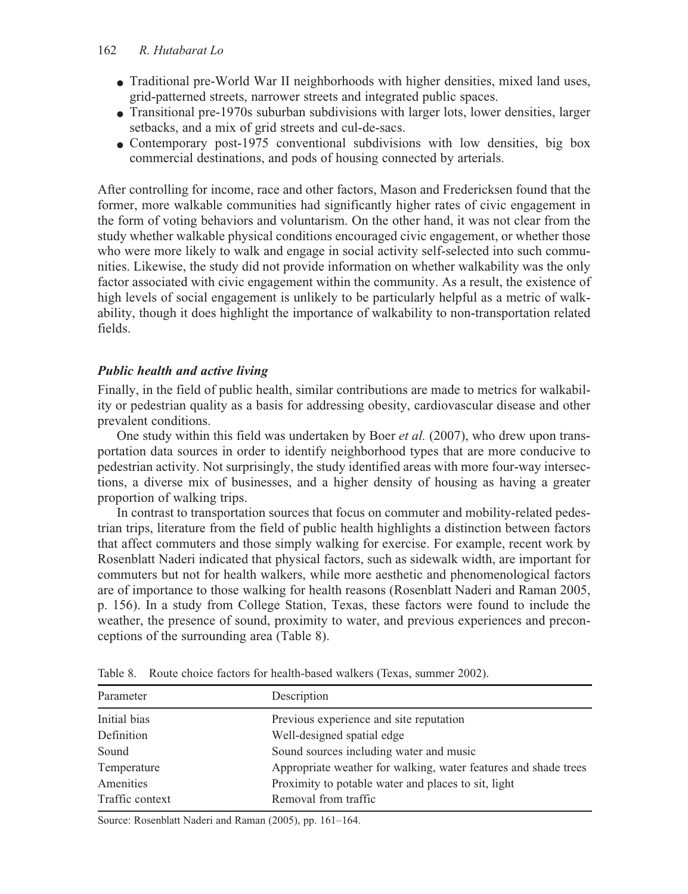- Traditional pre-World War II neighborhoods with higher densities, mixed land uses, grid-patterned streets, narrower streets and integrated public spaces.
- Transitional pre-1970s suburban subdivisions with larger lots, lower densities, larger setbacks, and a mix of grid streets and cul-de-sacs.
- Contemporary post-1975 conventional subdivisions with low densities, big box commercial destinations, and pods of housing connected by arterials.

After controlling for income, race and other factors, Mason and Fredericksen found that the former, more walkable communities had significantly higher rates of civic engagement in the form of voting behaviors and voluntarism. On the other hand, it was not clear from the study whether walkable physical conditions encouraged civic engagement, or whether those who were more likely to walk and engage in social activity self-selected into such communities. Likewise, the study did not provide information on whether walkability was the only factor associated with civic engagement within the community. As a result, the existence of high levels of social engagement is unlikely to be particularly helpful as a metric of walkability, though it does highlight the importance of walkability to non-transportation related fields.

### *Public health and active living*

Finally, in the field of public health, similar contributions are made to metrics for walkability or pedestrian quality as a basis for addressing obesity, cardiovascular disease and other prevalent conditions.

One study within this field was undertaken by Boer *et al.* (2007), who drew upon transportation data sources in order to identify neighborhood types that are more conducive to pedestrian activity. Not surprisingly, the study identified areas with more four-way intersections, a diverse mix of businesses, and a higher density of housing as having a greater proportion of walking trips.

In contrast to transportation sources that focus on commuter and mobility-related pedestrian trips, literature from the field of public health highlights a distinction between factors that affect commuters and those simply walking for exercise. For example, recent work by Rosenblatt Naderi indicated that physical factors, such as sidewalk width, are important for commuters but not for health walkers, while more aesthetic and phenomenological factors are of importance to those walking for health reasons (Rosenblatt Naderi and Raman 2005, p. 156). In a study from College Station, Texas, these factors were found to include the weather, the presence of sound, proximity to water, and previous experiences and preconceptions of the surrounding area (Table 8).

Table 8. Route choice factors for health-based walkers (Texas, summer 2002).

| Parameter | Description |
|---|---|
| Initial bias | Previous experience and site reputation |
| Definition | Well-designed spatial edge |
| Sound | Sound sources including water and music |
| Temperature | Appropriate weather for walking, water features and shade trees |
| Amenities | Proximity to potable water and places to sit, light |
| Traffic context | Removal from traffic |

Source: Rosenblatt Naderi and Raman (2005), pp. 161–164.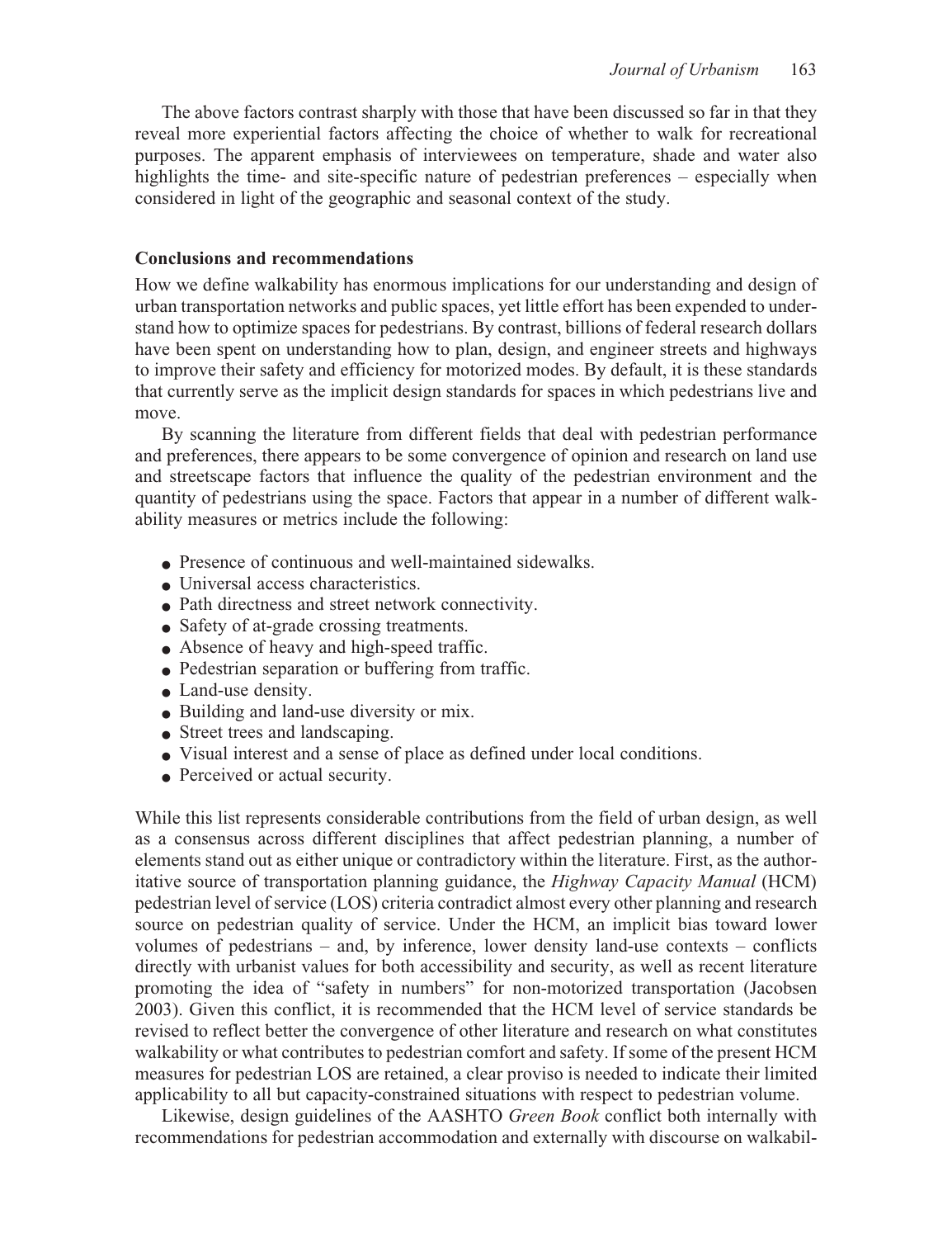The above factors contrast sharply with those that have been discussed so far in that they reveal more experiential factors affecting the choice of whether to walk for recreational purposes. The apparent emphasis of interviewees on temperature, shade and water also highlights the time- and site-specific nature of pedestrian preferences – especially when considered in light of the geographic and seasonal context of the study.

## Conclusions and recommendations

How we define walkability has enormous implications for our understanding and design of urban transportation networks and public spaces, yet little effort has been expended to understand how to optimize spaces for pedestrians. By contrast, billions of federal research dollars have been spent on understanding how to plan, design, and engineer streets and highways to improve their safety and efficiency for motorized modes. By default, it is these standards that currently serve as the implicit design standards for spaces in which pedestrians live and move.

By scanning the literature from different fields that deal with pedestrian performance and preferences, there appears to be some convergence of opinion and research on land use and streetscape factors that influence the quality of the pedestrian environment and the quantity of pedestrians using the space. Factors that appear in a number of different walkability measures or metrics include the following:

- Presence of continuous and well-maintained sidewalks.
- Universal access characteristics.
- Path directness and street network connectivity.
- Safety of at-grade crossing treatments.
- Absence of heavy and high-speed traffic.
- Pedestrian separation or buffering from traffic.
- Land-use density.
- Building and land-use diversity or mix.
- Street trees and landscaping.
- Visual interest and a sense of place as defined under local conditions.
- Perceived or actual security.

While this list represents considerable contributions from the field of urban design, as well as a consensus across different disciplines that affect pedestrian planning, a number of elements stand out as either unique or contradictory within the literature. First, as the authoritative source of transportation planning guidance, the *Highway Capacity Manual* (HCM) pedestrian level of service (LOS) criteria contradict almost every other planning and research source on pedestrian quality of service. Under the HCM, an implicit bias toward lower volumes of pedestrians – and, by inference, lower density land-use contexts – conflicts directly with urbanist values for both accessibility and security, as well as recent literature promoting the idea of "safety in numbers" for non-motorized transportation (Jacobsen 2003). Given this conflict, it is recommended that the HCM level of service standards be revised to reflect better the convergence of other literature and research on what constitutes walkability or what contributes to pedestrian comfort and safety. If some of the present HCM measures for pedestrian LOS are retained, a clear proviso is needed to indicate their limited applicability to all but capacity-constrained situations with respect to pedestrian volume.

Likewise, design guidelines of the AASHTO *Green Book* conflict both internally with recommendations for pedestrian accommodation and externally with discourse on walkabil-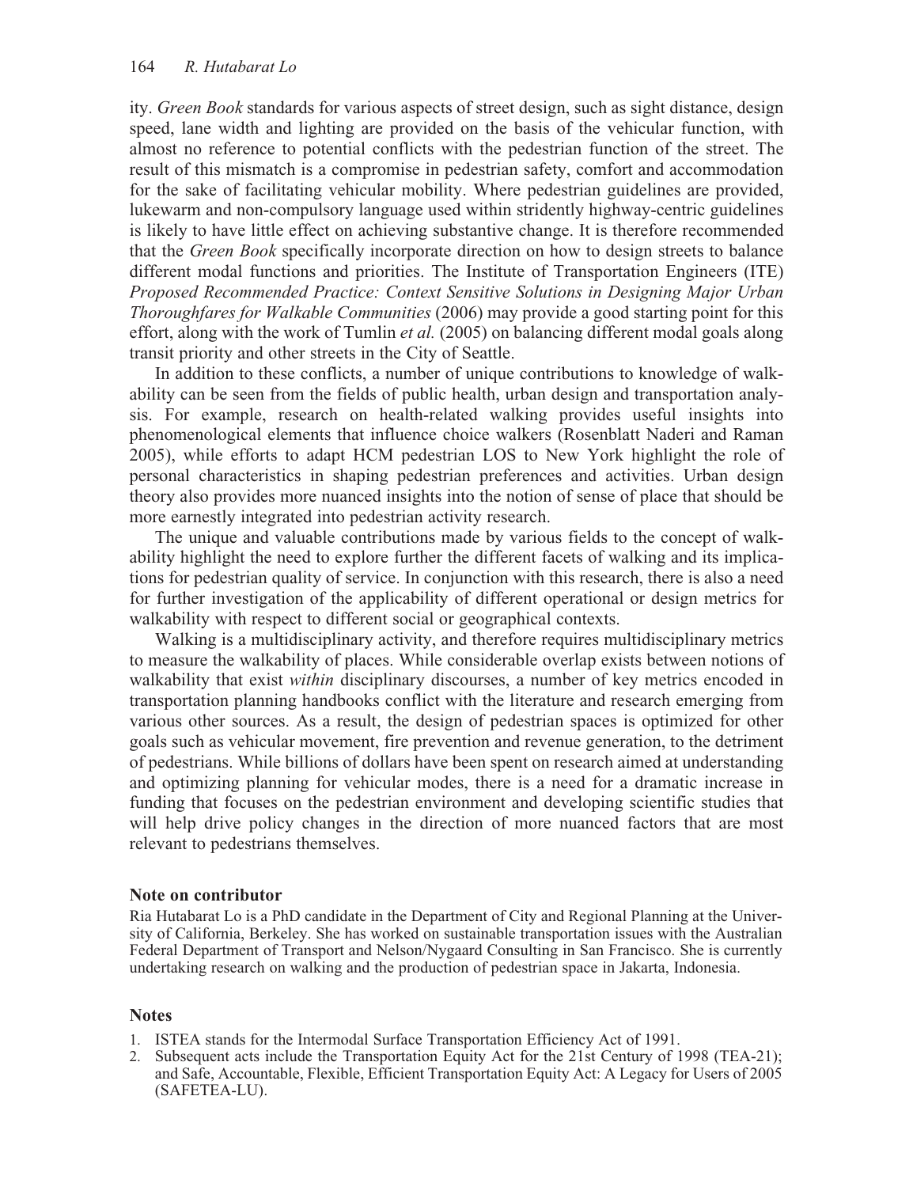ity. *Green Book* standards for various aspects of street design, such as sight distance, design speed, lane width and lighting are provided on the basis of the vehicular function, with almost no reference to potential conflicts with the pedestrian function of the street. The result of this mismatch is a compromise in pedestrian safety, comfort and accommodation for the sake of facilitating vehicular mobility. Where pedestrian guidelines are provided, lukewarm and non-compulsory language used within stridently highway-centric guidelines is likely to have little effect on achieving substantive change. It is therefore recommended that the *Green Book* specifically incorporate direction on how to design streets to balance different modal functions and priorities. The Institute of Transportation Engineers (ITE) *Proposed Recommended Practice: Context Sensitive Solutions in Designing Major Urban Thoroughfares for Walkable Communities* (2006) may provide a good starting point for this effort, along with the work of Tumlin *et al.* (2005) on balancing different modal goals along transit priority and other streets in the City of Seattle.

In addition to these conflicts, a number of unique contributions to knowledge of walkability can be seen from the fields of public health, urban design and transportation analysis. For example, research on health-related walking provides useful insights into phenomenological elements that influence choice walkers (Rosenblatt Naderi and Raman 2005), while efforts to adapt HCM pedestrian LOS to New York highlight the role of personal characteristics in shaping pedestrian preferences and activities. Urban design theory also provides more nuanced insights into the notion of sense of place that should be more earnestly integrated into pedestrian activity research.

The unique and valuable contributions made by various fields to the concept of walkability highlight the need to explore further the different facets of walking and its implications for pedestrian quality of service. In conjunction with this research, there is also a need for further investigation of the applicability of different operational or design metrics for walkability with respect to different social or geographical contexts.

Walking is a multidisciplinary activity, and therefore requires multidisciplinary metrics to measure the walkability of places. While considerable overlap exists between notions of walkability that exist *within* disciplinary discourses, a number of key metrics encoded in transportation planning handbooks conflict with the literature and research emerging from various other sources. As a result, the design of pedestrian spaces is optimized for other goals such as vehicular movement, fire prevention and revenue generation, to the detriment of pedestrians. While billions of dollars have been spent on research aimed at understanding and optimizing planning for vehicular modes, there is a need for a dramatic increase in funding that focuses on the pedestrian environment and developing scientific studies that will help drive policy changes in the direction of more nuanced factors that are most relevant to pedestrians themselves.

### Note on contributor

Ria Hutabarat Lo is a PhD candidate in the Department of City and Regional Planning at the University of California, Berkeley. She has worked on sustainable transportation issues with the Australian Federal Department of Transport and Nelson/Nygaard Consulting in San Francisco. She is currently undertaking research on walking and the production of pedestrian space in Jakarta, Indonesia.

### Notes

1. ISTEA stands for the Intermodal Surface Transportation Efficiency Act of 1991.
2. Subsequent acts include the Transportation Equity Act for the 21st Century of 1998 (TEA-21); and Safe, Accountable, Flexible, Efficient Transportation Equity Act: A Legacy for Users of 2005 (SAFETEA-LU).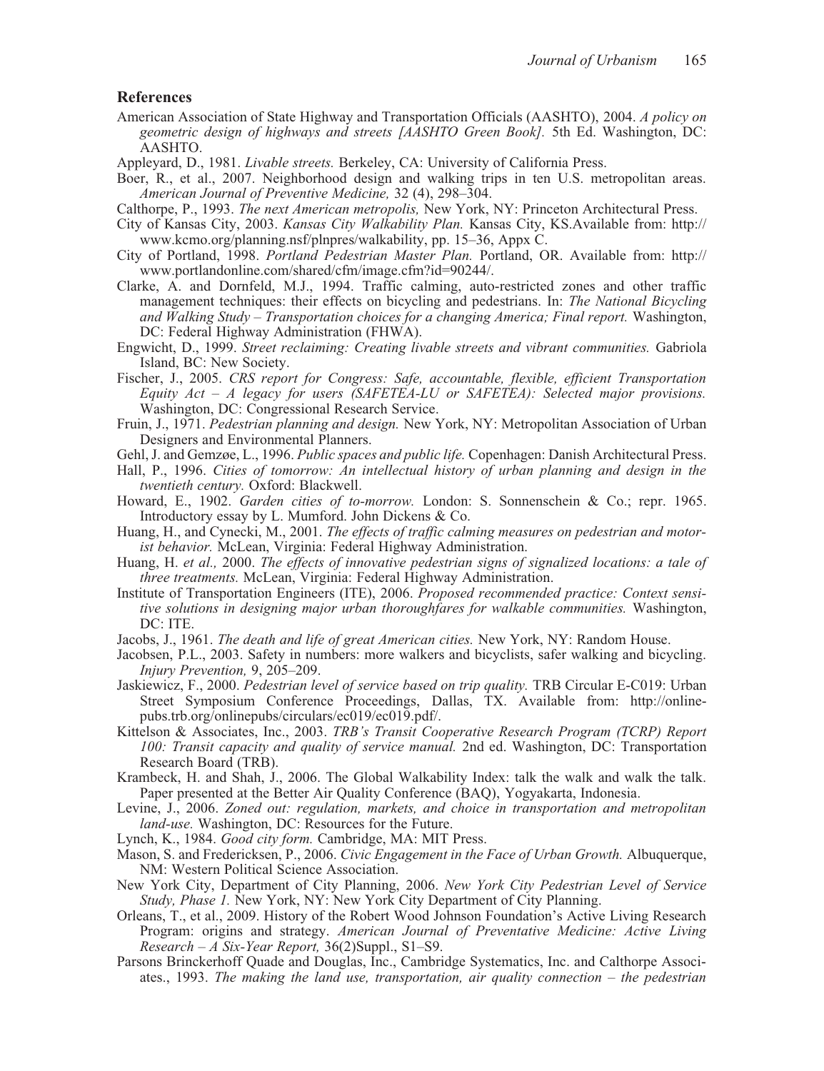## References

American Association of State Highway and Transportation Officials (AASHTO), 2004. *A policy on geometric design of highways and streets [AASHTO Green Book].* 5th Ed. Washington, DC: AASHTO.

Appleyard, D., 1981. *Livable streets.* Berkeley, CA: University of California Press.

Boer, R., et al., 2007. Neighborhood design and walking trips in ten U.S. metropolitan areas. *American Journal of Preventive Medicine,* 32 (4), 298–304.

Calthorpe, P., 1993. *The next American metropolis,* New York, NY: Princeton Architectural Press.

City of Kansas City, 2003. *Kansas City Walkability Plan.* Kansas City, KS.Available from: http://www.kcmo.org/planning.nsf/plnpres/walkability, pp. 15–36, Appx C.

City of Portland, 1998. *Portland Pedestrian Master Plan.* Portland, OR. Available from: http://www.portlandonline.com/shared/cfm/image.cfm?id=90244/.

Clarke, A. and Dornfeld, M.J., 1994. Traffic calming, auto-restricted zones and other traffic management techniques: their effects on bicycling and pedestrians. In: *The National Bicycling and Walking Study – Transportation choices for a changing America; Final report.* Washington, DC: Federal Highway Administration (FHWA).

Engwicht, D., 1999. *Street reclaiming: Creating livable streets and vibrant communities.* Gabriola Island, BC: New Society.

Fischer, J., 2005. *CRS report for Congress: Safe, accountable, flexible, efficient Transportation Equity Act – A legacy for users (SAFETEA-LU or SAFETEA): Selected major provisions.* Washington, DC: Congressional Research Service.

Fruin, J., 1971. *Pedestrian planning and design.* New York, NY: Metropolitan Association of Urban Designers and Environmental Planners.

Gehl, J. and Gemzøe, L., 1996. *Public spaces and public life.* Copenhagen: Danish Architectural Press.

Hall, P., 1996. *Cities of tomorrow: An intellectual history of urban planning and design in the twentieth century.* Oxford: Blackwell.

Howard, E., 1902. *Garden cities of to-morrow.* London: S. Sonnenschein & Co.; repr. 1965. Introductory essay by L. Mumford. John Dickens & Co.

Huang, H., and Cynecki, M., 2001. *The effects of traffic calming measures on pedestrian and motorist behavior.* McLean, Virginia: Federal Highway Administration.

Huang, H. *et al.,* 2000. *The effects of innovative pedestrian signs of signalized locations: a tale of three treatments.* McLean, Virginia: Federal Highway Administration.

Institute of Transportation Engineers (ITE), 2006. *Proposed recommended practice: Context sensitive solutions in designing major urban thoroughfares for walkable communities.* Washington, DC: ITE.

Jacobs, J., 1961. *The death and life of great American cities.* New York, NY: Random House.

Jacobsen, P.L., 2003. Safety in numbers: more walkers and bicyclists, safer walking and bicycling. *Injury Prevention,* 9, 205–209.

Jaskiewicz, F., 2000. *Pedestrian level of service based on trip quality.* TRB Circular E-C019: Urban Street Symposium Conference Proceedings, Dallas, TX. Available from: http://onlinepubs.trb.org/onlinepubs/circulars/ec019/ec019.pdf/.

Kittelson & Associates, Inc., 2003. *TRB's Transit Cooperative Research Program (TCRP) Report 100: Transit capacity and quality of service manual.* 2nd ed. Washington, DC: Transportation Research Board (TRB).

Krambeck, H. and Shah, J., 2006. The Global Walkability Index: talk the walk and walk the talk. Paper presented at the Better Air Quality Conference (BAQ), Yogyakarta, Indonesia.

Levine, J., 2006. *Zoned out: regulation, markets, and choice in transportation and metropolitan land-use.* Washington, DC: Resources for the Future.

Lynch, K., 1984. *Good city form.* Cambridge, MA: MIT Press.

Mason, S. and Fredericksen, P., 2006. *Civic Engagement in the Face of Urban Growth.* Albuquerque, NM: Western Political Science Association.

New York City, Department of City Planning, 2006. *New York City Pedestrian Level of Service Study, Phase 1.* New York, NY: New York City Department of City Planning.

Orleans, T., et al., 2009. History of the Robert Wood Johnson Foundation's Active Living Research Program: origins and strategy. *American Journal of Preventative Medicine: Active Living Research – A Six-Year Report,* 36(2)Suppl., S1–S9.

Parsons Brinckerhoff Quade and Douglas, Inc., Cambridge Systematics, Inc. and Calthorpe Associates., 1993. *The making the land use, transportation, air quality connection – the pedestrian*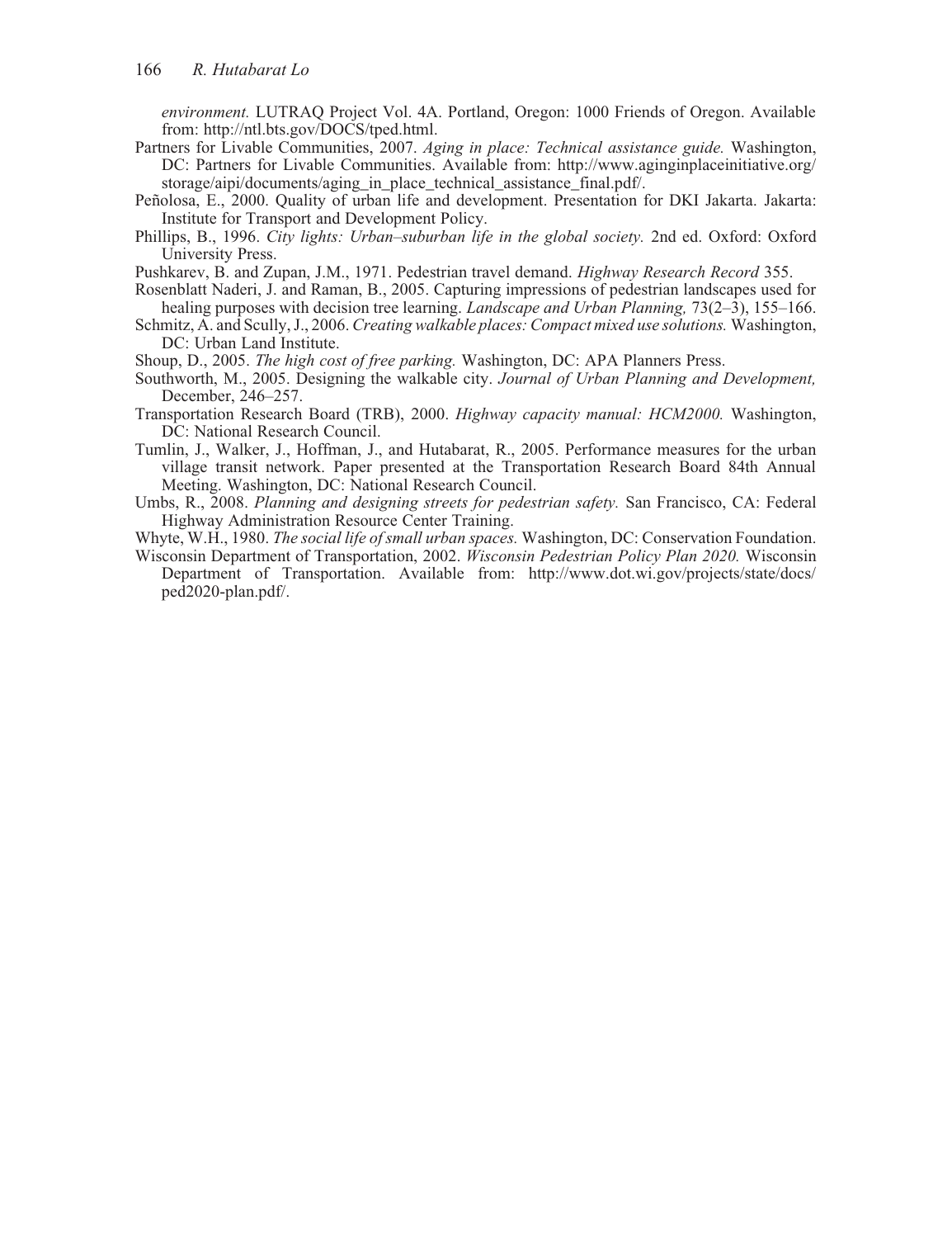*environment.* LUTRAQ Project Vol. 4A. Portland, Oregon: 1000 Friends of Oregon. Available from: http://ntl.bts.gov/DOCS/tped.html.

Partners for Livable Communities, 2007. *Aging in place: Technical assistance guide.* Washington, DC: Partners for Livable Communities. Available from: http://www.aginginplaceinitiative.org/storage/aipi/documents/aging_in_place_technical_assistance_final.pdf/.

Peñolosa, E., 2000. Quality of urban life and development. Presentation for DKI Jakarta. Jakarta: Institute for Transport and Development Policy.

Phillips, B., 1996. *City lights: Urban–suburban life in the global society.* 2nd ed. Oxford: Oxford University Press.

Pushkarev, B. and Zupan, J.M., 1971. Pedestrian travel demand. *Highway Research Record* 355.

Rosenblatt Naderi, J. and Raman, B., 2005. Capturing impressions of pedestrian landscapes used for healing purposes with decision tree learning. *Landscape and Urban Planning,* 73(2–3), 155–166.

Schmitz, A. and Scully, J., 2006. *Creating walkable places: Compact mixed use solutions.* Washington, DC: Urban Land Institute.

Shoup, D., 2005. *The high cost of free parking.* Washington, DC: APA Planners Press.

Southworth, M., 2005. Designing the walkable city. *Journal of Urban Planning and Development,* December, 246–257.

Transportation Research Board (TRB), 2000. *Highway capacity manual: HCM2000.* Washington, DC: National Research Council.

Tumlin, J., Walker, J., Hoffman, J., and Hutabarat, R., 2005. Performance measures for the urban village transit network. Paper presented at the Transportation Research Board 84th Annual Meeting. Washington, DC: National Research Council.

Umbs, R., 2008. *Planning and designing streets for pedestrian safety.* San Francisco, CA: Federal Highway Administration Resource Center Training.

Whyte, W.H., 1980. *The social life of small urban spaces.* Washington, DC: Conservation Foundation.

Wisconsin Department of Transportation, 2002. *Wisconsin Pedestrian Policy Plan 2020.* Wisconsin Department of Transportation. Available from: http://www.dot.wi.gov/projects/state/docs/ped2020-plan.pdf/.